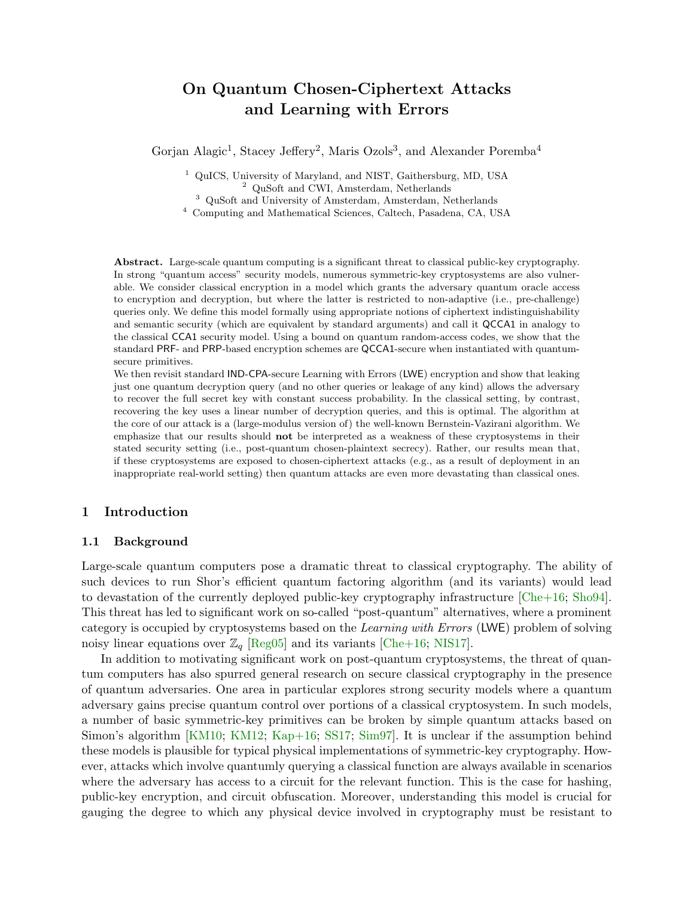# On Quantum Chosen-Ciphertext Attacks and Learning with Errors

Gorjan Alagic[1], Stacey Jeffery[2], Maris Ozols[3], and Alexander Poremba[4]

[1] QuICS, University of Maryland, and NIST, Gaithersburg, MD, USA
[2] QuSoft and CWI, Amsterdam, Netherlands
[3] QuSoft and University of Amsterdam, Amsterdam, Netherlands
[4] Computing and Mathematical Sciences, Caltech, Pasadena, CA, USA

**Abstract.** Large-scale quantum computing is a significant threat to classical public-key cryptography. In strong "quantum access" security models, numerous symmetric-key cryptosystems are also vulnerable. We consider classical encryption in a model which grants the adversary quantum oracle access to encryption and decryption, but where the latter is restricted to non-adaptive (i.e., pre-challenge) queries only. We define this model formally using appropriate notions of ciphertext indistinguishability and semantic security (which are equivalent by standard arguments) and call it QCCA1 in analogy to the classical CCA1 security model. Using a bound on quantum random-access codes, we show that the standard PRF- and PRP-based encryption schemes are QCCA1-secure when instantiated with quantum-secure primitives.

We then revisit standard IND-CPA-secure Learning with Errors (LWE) encryption and show that leaking just one quantum decryption query (and no other queries or leakage of any kind) allows the adversary to recover the full secret key with constant success probability. In the classical setting, by contrast, recovering the key uses a linear number of decryption queries, and this is optimal. The algorithm at the core of our attack is a (large-modulus version of) the well-known Bernstein-Vazirani algorithm. We emphasize that our results should **not** be interpreted as a weakness of these cryptosystems in their stated security setting (i.e., post-quantum chosen-plaintext secrecy). Rather, our results mean that, if these cryptosystems are exposed to chosen-ciphertext attacks (e.g., as a result of deployment in an inappropriate real-world setting) then quantum attacks are even more devastating than classical ones.

## 1 Introduction

### 1.1 Background

Large-scale quantum computers pose a dramatic threat to classical cryptography. The ability of such devices to run Shor's efficient quantum factoring algorithm (and its variants) would lead to devastation of the currently deployed public-key cryptography infrastructure [Che+16; Sho94]. This threat has led to significant work on so-called "post-quantum" alternatives, where a prominent category is occupied by cryptosystems based on the *Learning with Errors* (LWE) problem of solving noisy linear equations over $\mathbb{Z}_q$ [Reg05] and its variants [Che+16; NIS17].

In addition to motivating significant work on post-quantum cryptosystems, the threat of quantum computers has also spurred general research on secure classical cryptography in the presence of quantum adversaries. One area in particular explores strong security models where a quantum adversary gains precise quantum control over portions of a classical cryptosystem. In such models, a number of basic symmetric-key primitives can be broken by simple quantum attacks based on Simon's algorithm [KM10; KM12; Kap+16; SS17; Sim97]. It is unclear if the assumption behind these models is plausible for typical physical implementations of symmetric-key cryptography. However, attacks which involve quantumly querying a classical function are always available in scenarios where the adversary has access to a circuit for the relevant function. This is the case for hashing, public-key encryption, and circuit obfuscation. Moreover, understanding this model is crucial for gauging the degree to which any physical device involved in cryptography must be resistant to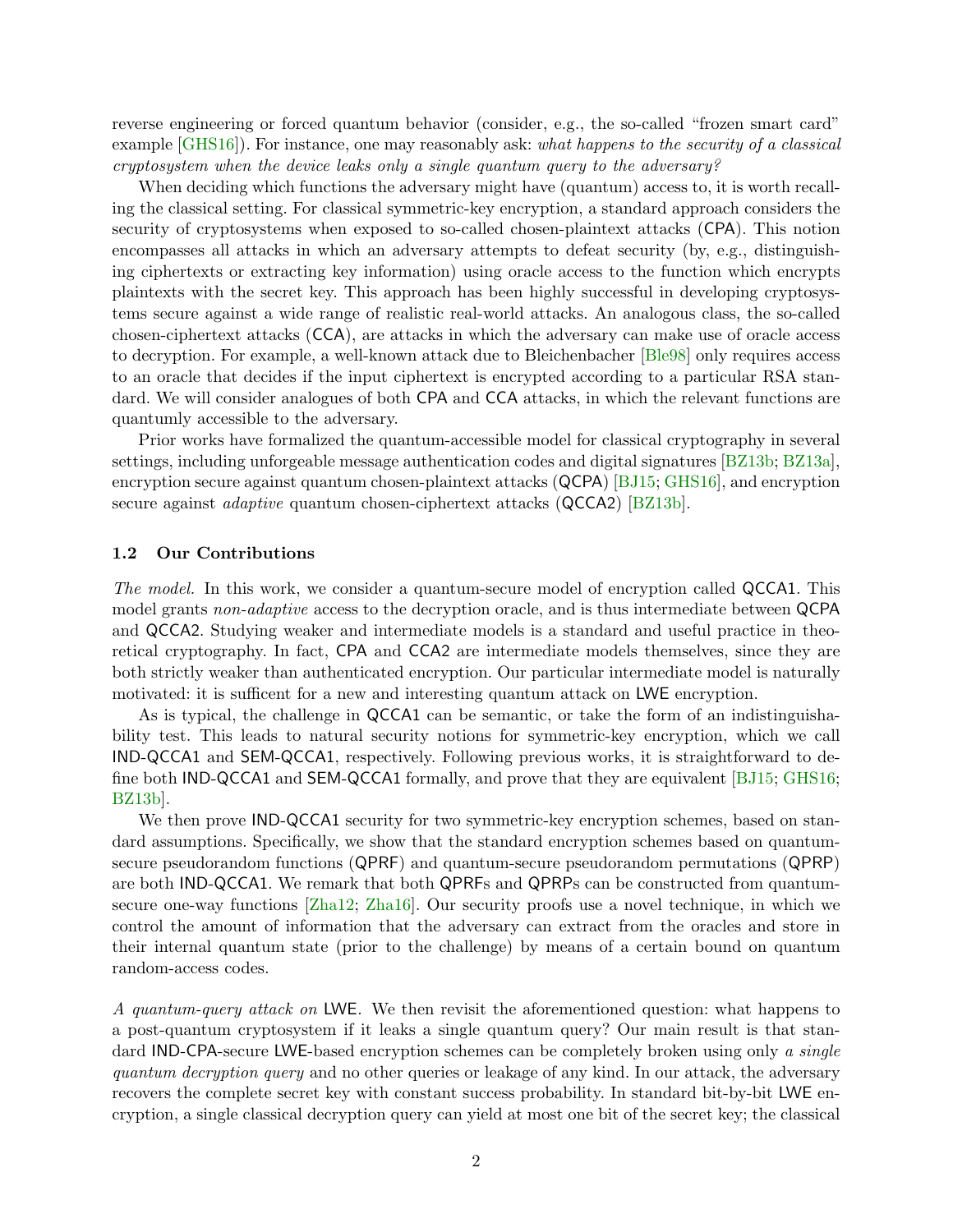reverse engineering or forced quantum behavior (consider, e.g., the so-called "frozen smart card" example [GHS16]). For instance, one may reasonably ask: *what happens to the security of a classical cryptosystem when the device leaks only a single quantum query to the adversary?*

When deciding which functions the adversary might have (quantum) access to, it is worth recalling the classical setting. For classical symmetric-key encryption, a standard approach considers the security of cryptosystems when exposed to so-called chosen-plaintext attacks (CPA). This notion encompasses all attacks in which an adversary attempts to defeat security (by, e.g., distinguishing ciphertexts or extracting key information) using oracle access to the function which encrypts plaintexts with the secret key. This approach has been highly successful in developing cryptosystems secure against a wide range of realistic real-world attacks. An analogous class, the so-called chosen-ciphertext attacks (CCA), are attacks in which the adversary can make use of oracle access to decryption. For example, a well-known attack due to Bleichenbacher [Ble98] only requires access to an oracle that decides if the input ciphertext is encrypted according to a particular RSA standard. We will consider analogues of both CPA and CCA attacks, in which the relevant functions are quantumly accessible to the adversary.

Prior works have formalized the quantum-accessible model for classical cryptography in several settings, including unforgeable message authentication codes and digital signatures [BZ13b; BZ13a], encryption secure against quantum chosen-plaintext attacks (QCPA) [BJ15; GHS16], and encryption secure against *adaptive* quantum chosen-ciphertext attacks (QCCA2) [BZ13b].

### 1.2 Our Contributions

*The model.* In this work, we consider a quantum-secure model of encryption called QCCA1. This model grants *non-adaptive* access to the decryption oracle, and is thus intermediate between QCPA and QCCA2. Studying weaker and intermediate models is a standard and useful practice in theoretical cryptography. In fact, CPA and CCA2 are intermediate models themselves, since they are both strictly weaker than authenticated encryption. Our particular intermediate model is naturally motivated: it is sufficent for a new and interesting quantum attack on LWE encryption.

As is typical, the challenge in QCCA1 can be semantic, or take the form of an indistinguishability test. This leads to natural security notions for symmetric-key encryption, which we call IND-QCCA1 and SEM-QCCA1, respectively. Following previous works, it is straightforward to define both IND-QCCA1 and SEM-QCCA1 formally, and prove that they are equivalent [BJ15; GHS16; BZ13b].

We then prove IND-QCCA1 security for two symmetric-key encryption schemes, based on standard assumptions. Specifically, we show that the standard encryption schemes based on quantum-secure pseudorandom functions (QPRF) and quantum-secure pseudorandom permutations (QPRP) are both IND-QCCA1. We remark that both QPRFs and QPRPs can be constructed from quantum-secure one-way functions [Zha12; Zha16]. Our security proofs use a novel technique, in which we control the amount of information that the adversary can extract from the oracles and store in their internal quantum state (prior to the challenge) by means of a certain bound on quantum random-access codes.

*A quantum-query attack on* LWE*.* We then revisit the aforementioned question: what happens to a post-quantum cryptosystem if it leaks a single quantum query? Our main result is that standard IND-CPA-secure LWE-based encryption schemes can be completely broken using only *a single quantum decryption query* and no other queries or leakage of any kind. In our attack, the adversary recovers the complete secret key with constant success probability. In standard bit-by-bit LWE encryption, a single classical decryption query can yield at most one bit of the secret key; the classical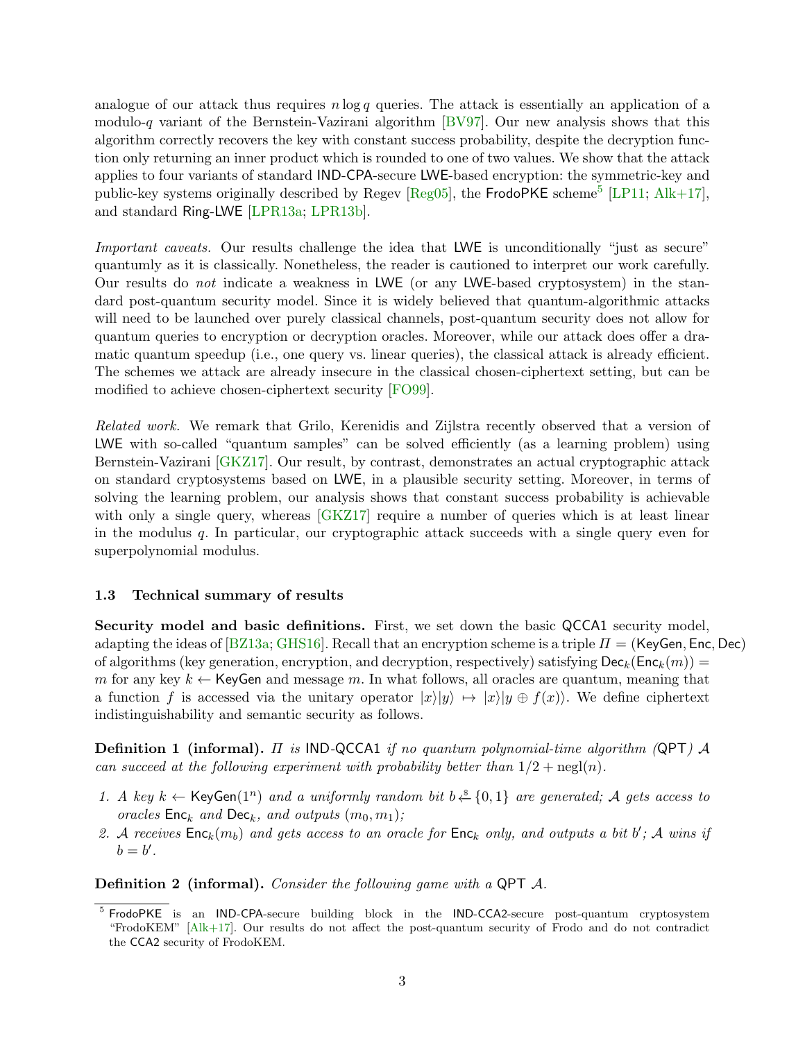analogue of our attack thus requires $n \log q$ queries. The attack is essentially an application of a modulo-$q$ variant of the Bernstein-Vazirani algorithm [BV97]. Our new analysis shows that this algorithm correctly recovers the key with constant success probability, despite the decryption function only returning an inner product which is rounded to one of two values. We show that the attack applies to four variants of standard IND-CPA-secure LWE-based encryption: the symmetric-key and public-key systems originally described by Regev [Reg05], the FrodoPKE scheme[5] [LP11; Alk+17], and standard Ring-LWE [LPR13a; LPR13b].

*Important caveats.* Our results challenge the idea that LWE is unconditionally "just as secure" quantumly as it is classically. Nonetheless, the reader is cautioned to interpret our work carefully. Our results do *not* indicate a weakness in LWE (or any LWE-based cryptosystem) in the standard post-quantum security model. Since it is widely believed that quantum-algorithmic attacks will need to be launched over purely classical channels, post-quantum security does not allow for quantum queries to encryption or decryption oracles. Moreover, while our attack does offer a dramatic quantum speedup (i.e., one query vs. linear queries), the classical attack is already efficient. The schemes we attack are already insecure in the classical chosen-ciphertext setting, but can be modified to achieve chosen-ciphertext security [FO99].

*Related work.* We remark that Grilo, Kerenidis and Zijlstra recently observed that a version of LWE with so-called "quantum samples" can be solved efficiently (as a learning problem) using Bernstein-Vazirani [GKZ17]. Our result, by contrast, demonstrates an actual cryptographic attack on standard cryptosystems based on LWE, in a plausible security setting. Moreover, in terms of solving the learning problem, our analysis shows that constant success probability is achievable with only a single query, whereas [GKZ17] require a number of queries which is at least linear in the modulus $q$. In particular, our cryptographic attack succeeds with a single query even for superpolynomial modulus.

### 1.3 Technical summary of results

**Security model and basic definitions.** First, we set down the basic QCCA1 security model, adapting the ideas of [BZ13a; GHS16]. Recall that an encryption scheme is a triple $\Pi = (\mathsf{KeyGen}, \mathsf{Enc}, \mathsf{Dec})$ of algorithms (key generation, encryption, and decryption, respectively) satisfying $\mathsf{Dec}_k(\mathsf{Enc}_k(m)) = m$ for any key $k \leftarrow \mathsf{KeyGen}$ and message $m$. In what follows, all oracles are quantum, meaning that a function $f$ is accessed via the unitary operator $|x\rangle|y\rangle \mapsto |x\rangle|y \oplus f(x)\rangle$. We define ciphertext indistinguishability and semantic security as follows.

**Definition 1 (informal).** *$\Pi$ is IND-QCCA1 if no quantum polynomial-time algorithm (QPT) $\mathcal{A}$ can succeed at the following experiment with probability better than $1/2 + \mathrm{negl}(n)$.*

1. *A key $k \leftarrow \mathsf{KeyGen}(1^n)$ and a uniformly random bit $b \xleftarrow{\$} \{0, 1\}$ are generated; $\mathcal{A}$ gets access to oracles $\mathsf{Enc}_k$ and $\mathsf{Dec}_k$, and outputs $(m_0, m_1)$;*
2. *$\mathcal{A}$ receives $\mathsf{Enc}_k(m_b)$ and gets access to an oracle for $\mathsf{Enc}_k$ only, and outputs a bit $b'$; $\mathcal{A}$ wins if $b = b'$.*

**Definition 2 (informal).** *Consider the following game with a QPT $\mathcal{A}$.*

[5] FrodoPKE is an IND-CPA-secure building block in the IND-CCA2-secure post-quantum cryptosystem "FrodoKEM" [Alk+17]. Our results do not affect the post-quantum security of Frodo and do not contradict the CCA2 security of FrodoKEM.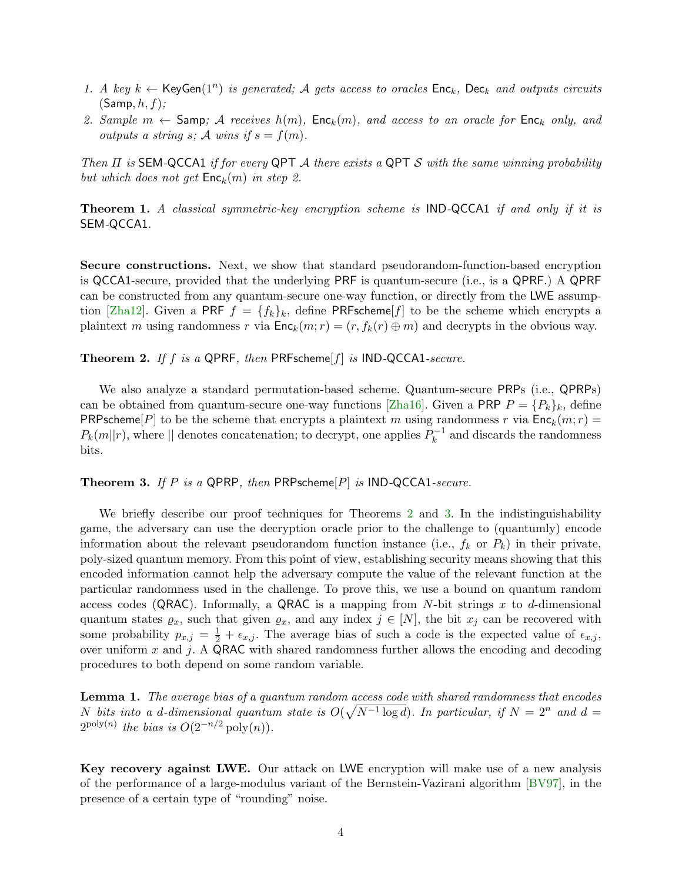1. *A key $k \leftarrow \mathsf{KeyGen}(1^n)$ is generated; $\mathcal{A}$ gets access to oracles $\mathsf{Enc}_k$, $\mathsf{Dec}_k$ and outputs circuits $(\mathsf{Samp}, h, f)$;*
2. *Sample $m \leftarrow \mathsf{Samp}$; $\mathcal{A}$ receives $h(m)$, $\mathsf{Enc}_k(m)$, and access to an oracle for $\mathsf{Enc}_k$ only, and outputs a string $s$; $\mathcal{A}$ wins if $s = f(m)$.*

*Then $\Pi$ is* SEM-QCCA1 *if for every* QPT $\mathcal{A}$ *there exists a* QPT $\mathcal{S}$ *with the same winning probability but which does not get $\mathsf{Enc}_k(m)$ in step 2.*

**Theorem 1.** *A classical symmetric-key encryption scheme is* IND-QCCA1 *if and only if it is* SEM-QCCA1*.*

**Secure constructions.** Next, we show that standard pseudorandom-function-based encryption is QCCA1-secure, provided that the underlying PRF is quantum-secure (i.e., is a QPRF.) A QPRF can be constructed from any quantum-secure one-way function, or directly from the LWE assumption [Zha12]. Given a PRF $f = \{f_k\}_k$, define $\mathsf{PRFscheme}[f]$ to be the scheme which encrypts a plaintext $m$ using randomness $r$ via $\mathsf{Enc}_k(m; r) = (r, f_k(r) \oplus m)$ and decrypts in the obvious way.

**Theorem 2.** *If $f$ is a* QPRF*, then $\mathsf{PRFscheme}[f]$ is* IND-QCCA1*-secure.*

We also analyze a standard permutation-based scheme. Quantum-secure PRPs (i.e., QPRPs) can be obtained from quantum-secure one-way functions [Zha16]. Given a PRP $P = \{P_k\}_k$, define $\mathsf{PRPscheme}[P]$ to be the scheme that encrypts a plaintext $m$ using randomness $r$ via $\mathsf{Enc}_k(m; r) = P_k(m\|r)$, where $\|$ denotes concatenation; to decrypt, one applies $P_k^{-1}$ and discards the randomness bits.

**Theorem 3.** *If $P$ is a* QPRP*, then $\mathsf{PRPscheme}[P]$ is* IND-QCCA1*-secure.*

We briefly describe our proof techniques for Theorems 2 and 3. In the indistinguishability game, the adversary can use the decryption oracle prior to the challenge to (quantumly) encode information about the relevant pseudorandom function instance (i.e., $f_k$ or $P_k$) in their private, poly-sized quantum memory. From this point of view, establishing security means showing that this encoded information cannot help the adversary compute the value of the relevant function at the particular randomness used in the challenge. To prove this, we use a bound on quantum random access codes (QRAC). Informally, a QRAC is a mapping from $N$-bit strings $x$ to $d$-dimensional quantum states $\varrho_x$, such that given $\varrho_x$, and any index $j \in [N]$, the bit $x_j$ can be recovered with some probability $p_{x,j} = \frac{1}{2} + \epsilon_{x,j}$. The average bias of such a code is the expected value of $\epsilon_{x,j}$, over uniform $x$ and $j$. A QRAC with shared randomness further allows the encoding and decoding procedures to both depend on some random variable.

**Lemma 1.** *The average bias of a quantum random access code with shared randomness that encodes $N$ bits into a $d$-dimensional quantum state is $O(\sqrt{N^{-1}\log d})$. In particular, if $N = 2^n$ and $d = 2^{\mathrm{poly}(n)}$ the bias is $O(2^{-n/2}\,\mathrm{poly}(n))$.*

**Key recovery against LWE.** Our attack on LWE encryption will make use of a new analysis of the performance of a large-modulus variant of the Bernstein-Vazirani algorithm [BV97], in the presence of a certain type of "rounding" noise.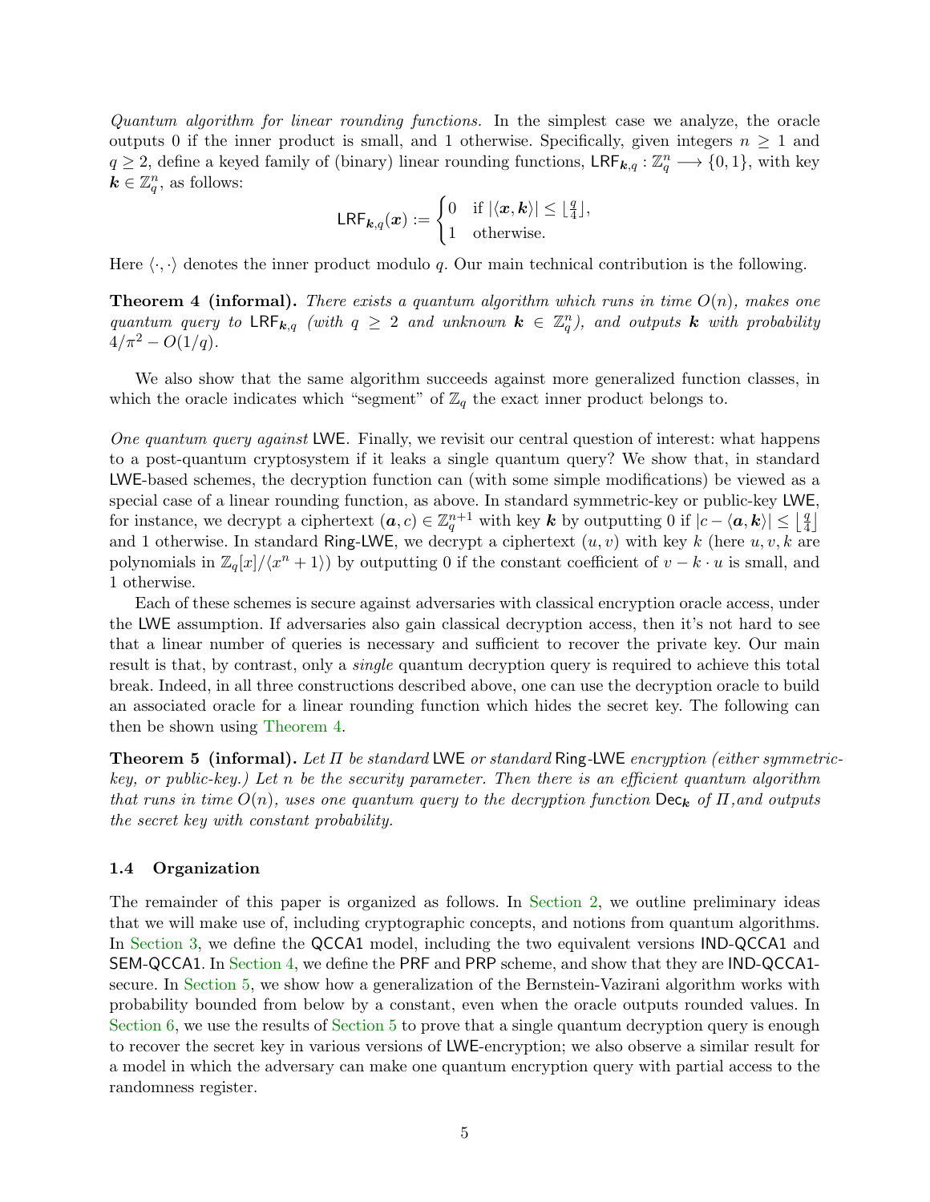*Quantum algorithm for linear rounding functions.* In the simplest case we analyze, the oracle outputs 0 if the inner product is small, and 1 otherwise. Specifically, given integers $n \geq 1$ and $q \geq 2$, define a keyed family of (binary) linear rounding functions, $\mathsf{LRF}_{\boldsymbol{k},q} : \mathbb{Z}_q^n \longrightarrow \{0,1\}$, with key $\boldsymbol{k} \in \mathbb{Z}_q^n$, as follows:

$$\mathsf{LRF}_{\boldsymbol{k},q}(\boldsymbol{x}) := \begin{cases} 0 & \text{if } |\langle \boldsymbol{x}, \boldsymbol{k} \rangle| \leq \lfloor \frac{q}{4} \rfloor, \\ 1 & \text{otherwise.} \end{cases}$$

Here $\langle \cdot, \cdot \rangle$ denotes the inner product modulo $q$. Our main technical contribution is the following.

**Theorem 4 (informal).** *There exists a quantum algorithm which runs in time $O(n)$, makes one quantum query to $\mathsf{LRF}_{\boldsymbol{k},q}$ (with $q \geq 2$ and unknown $\boldsymbol{k} \in \mathbb{Z}_q^n$), and outputs $\boldsymbol{k}$ with probability $4/\pi^2 - O(1/q)$.*

We also show that the same algorithm succeeds against more generalized function classes, in which the oracle indicates which "segment" of $\mathbb{Z}_q$ the exact inner product belongs to.

*One quantum query against* $\mathsf{LWE}$. Finally, we revisit our central question of interest: what happens to a post-quantum cryptosystem if it leaks a single quantum query? We show that, in standard $\mathsf{LWE}$-based schemes, the decryption function can (with some simple modifications) be viewed as a special case of a linear rounding function, as above. In standard symmetric-key or public-key $\mathsf{LWE}$, for instance, we decrypt a ciphertext $(\boldsymbol{a}, c) \in \mathbb{Z}_q^{n+1}$ with key $\boldsymbol{k}$ by outputting 0 if $|c - \langle \boldsymbol{a}, \boldsymbol{k} \rangle| \leq \lfloor \frac{q}{4} \rfloor$ and 1 otherwise. In standard $\mathsf{Ring\text{-}LWE}$, we decrypt a ciphertext $(u, v)$ with key $k$ (here $u, v, k$ are polynomials in $\mathbb{Z}_q[x]/\langle x^n + 1 \rangle$) by outputting 0 if the constant coefficient of $v - k \cdot u$ is small, and 1 otherwise.

Each of these schemes is secure against adversaries with classical encryption oracle access, under the $\mathsf{LWE}$ assumption. If adversaries also gain classical decryption access, then it's not hard to see that a linear number of queries is necessary and sufficient to recover the private key. Our main result is that, by contrast, only a *single* quantum decryption query is required to achieve this total break. Indeed, in all three constructions described above, one can use the decryption oracle to build an associated oracle for a linear rounding function which hides the secret key. The following can then be shown using Theorem 4.

**Theorem 5 (informal).** *Let $\Pi$ be standard* $\mathsf{LWE}$ *or standard* $\mathsf{Ring\text{-}LWE}$ *encryption (either symmetric-key, or public-key.) Let $n$ be the security parameter. Then there is an efficient quantum algorithm that runs in time $O(n)$, uses one quantum query to the decryption function $\mathsf{Dec}_{\boldsymbol{k}}$ of $\Pi$, and outputs the secret key with constant probability.*

### 1.4 Organization

The remainder of this paper is organized as follows. In Section 2, we outline preliminary ideas that we will make use of, including cryptographic concepts, and notions from quantum algorithms. In Section 3, we define the $\mathsf{QCCA1}$ model, including the two equivalent versions $\mathsf{IND\text{-}QCCA1}$ and $\mathsf{SEM\text{-}QCCA1}$. In Section 4, we define the $\mathsf{PRF}$ and $\mathsf{PRP}$ scheme, and show that they are $\mathsf{IND\text{-}QCCA1}$-secure. In Section 5, we show how a generalization of the Bernstein-Vazirani algorithm works with probability bounded from below by a constant, even when the oracle outputs rounded values. In Section 6, we use the results of Section 5 to prove that a single quantum decryption query is enough to recover the secret key in various versions of $\mathsf{LWE}$-encryption; we also observe a similar result for a model in which the adversary can make one quantum encryption query with partial access to the randomness register.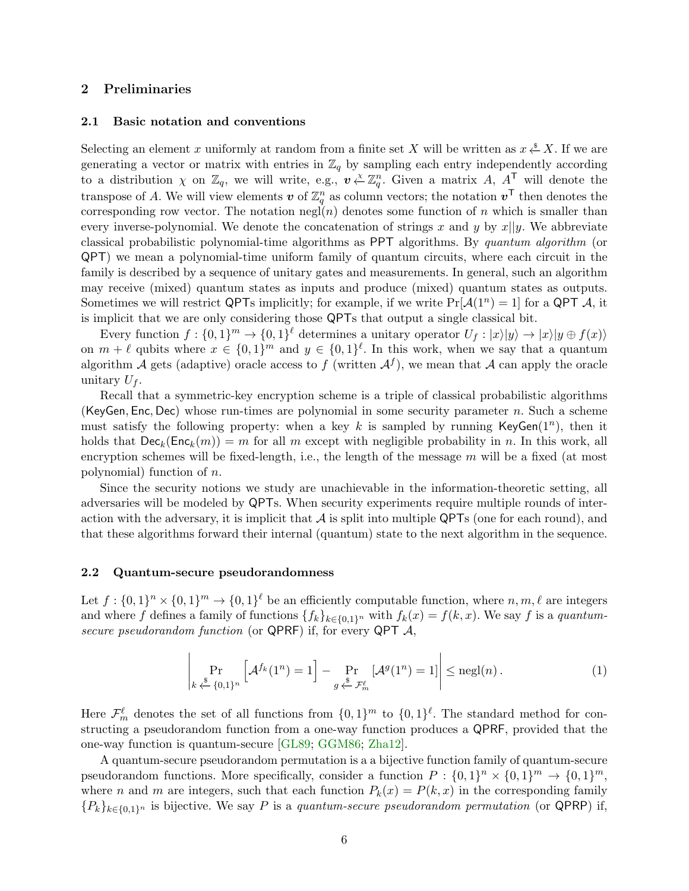## 2 Preliminaries

### 2.1 Basic notation and conventions

Selecting an element $x$ uniformly at random from a finite set $X$ will be written as $x \xleftarrow{\$} X$. If we are generating a vector or matrix with entries in $\mathbb{Z}_q$ by sampling each entry independently according to a distribution $\chi$ on $\mathbb{Z}_q$, we will write, e.g., $\boldsymbol{v} \xleftarrow{\chi} \mathbb{Z}_q^n$. Given a matrix $A$, $A^\mathsf{T}$ will denote the transpose of $A$. We will view elements $\boldsymbol{v}$ of $\mathbb{Z}_q^n$ as column vectors; the notation $\boldsymbol{v}^\mathsf{T}$ then denotes the corresponding row vector. The notation $\mathrm{negl}(n)$ denotes some function of $n$ which is smaller than every inverse-polynomial. We denote the concatenation of strings $x$ and $y$ by $x||y$. We abbreviate classical probabilistic polynomial-time algorithms as PPT algorithms. By *quantum algorithm* (or QPT) we mean a polynomial-time uniform family of quantum circuits, where each circuit in the family is described by a sequence of unitary gates and measurements. In general, such an algorithm may receive (mixed) quantum states as inputs and produce (mixed) quantum states as outputs. Sometimes we will restrict QPTs implicitly; for example, if we write $\Pr[\mathcal{A}(1^n) = 1]$ for a QPT $\mathcal{A}$, it is implicit that we are only considering those QPTs that output a single classical bit.

Every function $f : \{0,1\}^m \to \{0,1\}^\ell$ determines a unitary operator $U_f : |x\rangle|y\rangle \to |x\rangle|y \oplus f(x)\rangle$ on $m + \ell$ qubits where $x \in \{0,1\}^m$ and $y \in \{0,1\}^\ell$. In this work, when we say that a quantum algorithm $\mathcal{A}$ gets (adaptive) oracle access to $f$ (written $\mathcal{A}^f$), we mean that $\mathcal{A}$ can apply the oracle unitary $U_f$.

Recall that a symmetric-key encryption scheme is a triple of classical probabilistic algorithms (KeyGen, Enc, Dec) whose run-times are polynomial in some security parameter $n$. Such a scheme must satisfy the following property: when a key $k$ is sampled by running $\mathsf{KeyGen}(1^n)$, then it holds that $\mathsf{Dec}_k(\mathsf{Enc}_k(m)) = m$ for all $m$ except with negligible probability in $n$. In this work, all encryption schemes will be fixed-length, i.e., the length of the message $m$ will be a fixed (at most polynomial) function of $n$.

Since the security notions we study are unachievable in the information-theoretic setting, all adversaries will be modeled by QPTs. When security experiments require multiple rounds of interaction with the adversary, it is implicit that $\mathcal{A}$ is split into multiple QPTs (one for each round), and that these algorithms forward their internal (quantum) state to the next algorithm in the sequence.

### 2.2 Quantum-secure pseudorandomness

Let $f : \{0,1\}^n \times \{0,1\}^m \to \{0,1\}^\ell$ be an efficiently computable function, where $n, m, \ell$ are integers and where $f$ defines a family of functions $\{f_k\}_{k \in \{0,1\}^n}$ with $f_k(x) = f(k, x)$. We say $f$ is a *quantum-secure pseudorandom function* (or QPRF) if, for every QPT $\mathcal{A}$,

$$\left| \Pr_{k \xleftarrow{\$} \{0,1\}^n} \left[ \mathcal{A}^{f_k}(1^n) = 1 \right] - \Pr_{g \xleftarrow{\$} \mathcal{F}_m^\ell} \left[ \mathcal{A}^g(1^n) = 1 \right] \right| \leq \mathrm{negl}(n) . \tag{1}$$

Here $\mathcal{F}_m^\ell$ denotes the set of all functions from $\{0,1\}^m$ to $\{0,1\}^\ell$. The standard method for constructing a pseudorandom function from a one-way function produces a QPRF, provided that the one-way function is quantum-secure [GL89; GGM86; Zha12].

A quantum-secure pseudorandom permutation is a a bijective function family of quantum-secure pseudorandom functions. More specifically, consider a function $P : \{0,1\}^n \times \{0,1\}^m \to \{0,1\}^m$, where $n$ and $m$ are integers, such that each function $P_k(x) = P(k, x)$ in the corresponding family $\{P_k\}_{k \in \{0,1\}^n}$ is bijective. We say $P$ is a *quantum-secure pseudorandom permutation* (or QPRP) if,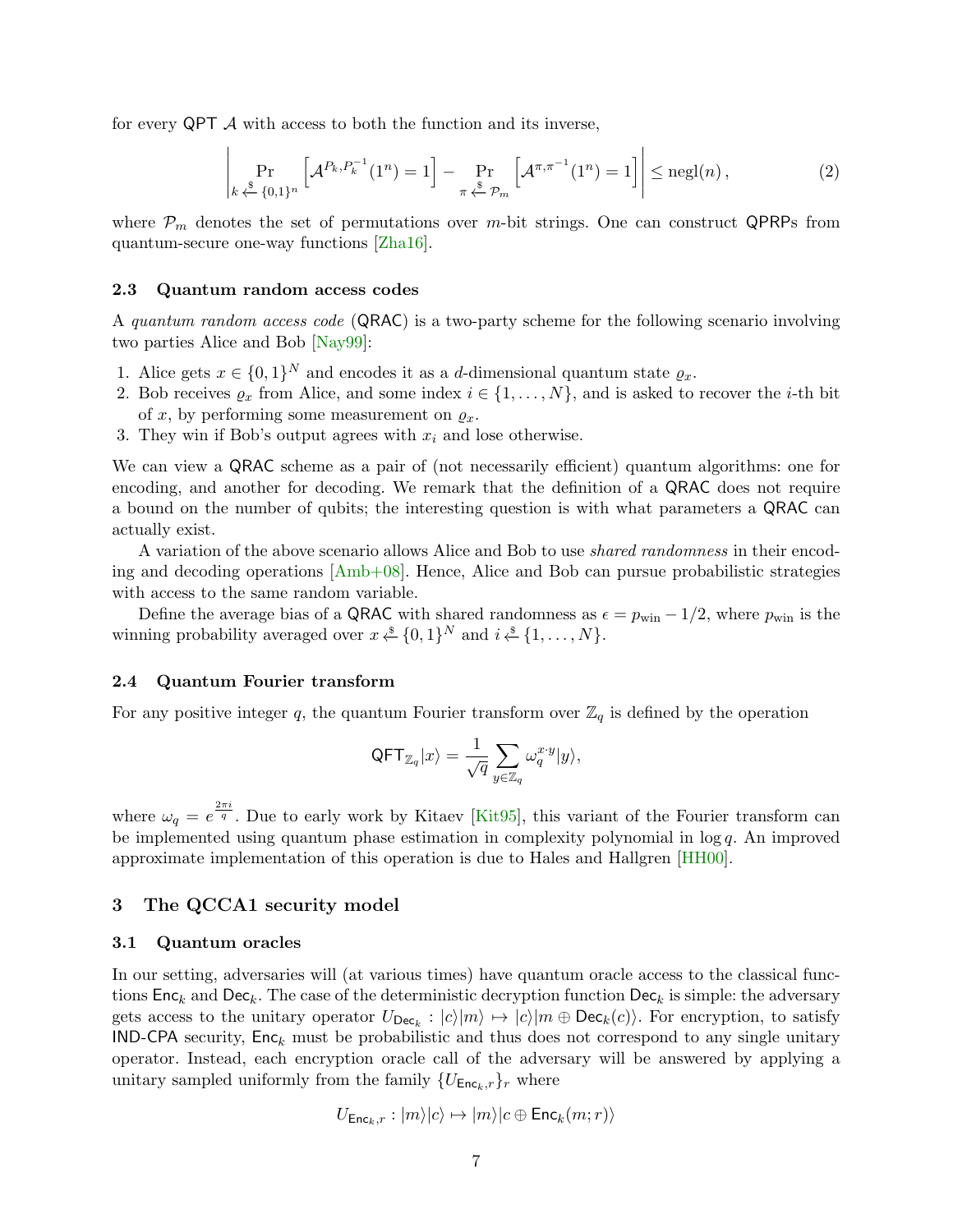for every QPT $\mathcal{A}$ with access to both the function and its inverse,

$$\left| \Pr_{k \xleftarrow{\$} \{0,1\}^n} \left[ \mathcal{A}^{P_k, P_k^{-1}}(1^n) = 1 \right] - \Pr_{\pi \xleftarrow{\$} \mathcal{P}_m} \left[ \mathcal{A}^{\pi, \pi^{-1}}(1^n) = 1 \right] \right| \leq \text{negl}(n)\,, \tag{2}$$

where $\mathcal{P}_m$ denotes the set of permutations over $m$-bit strings. One can construct QPRPs from quantum-secure one-way functions [Zha16].

### 2.3 Quantum random access codes

A *quantum random access code* (QRAC) is a two-party scheme for the following scenario involving two parties Alice and Bob [Nay99]:

1. Alice gets $x \in \{0,1\}^N$ and encodes it as a $d$-dimensional quantum state $\varrho_x$.
2. Bob receives $\varrho_x$ from Alice, and some index $i \in \{1, \ldots, N\}$, and is asked to recover the $i$-th bit of $x$, by performing some measurement on $\varrho_x$.
3. They win if Bob's output agrees with $x_i$ and lose otherwise.

We can view a QRAC scheme as a pair of (not necessarily efficient) quantum algorithms: one for encoding, and another for decoding. We remark that the definition of a QRAC does not require a bound on the number of qubits; the interesting question is with what parameters a QRAC can actually exist.

A variation of the above scenario allows Alice and Bob to use *shared randomness* in their encoding and decoding operations [Amb+08]. Hence, Alice and Bob can pursue probabilistic strategies with access to the same random variable.

Define the average bias of a QRAC with shared randomness as $\epsilon = p_{\text{win}} - 1/2$, where $p_{\text{win}}$ is the winning probability averaged over $x \xleftarrow{\$} \{0,1\}^N$ and $i \xleftarrow{\$} \{1, \ldots, N\}$.

### 2.4 Quantum Fourier transform

For any positive integer $q$, the quantum Fourier transform over $\mathbb{Z}_q$ is defined by the operation

$$\mathsf{QFT}_{\mathbb{Z}_q}|x\rangle = \frac{1}{\sqrt{q}} \sum_{y \in \mathbb{Z}_q} \omega_q^{x \cdot y} |y\rangle,$$

where $\omega_q = e^{\frac{2\pi i}{q}}$. Due to early work by Kitaev [Kit95], this variant of the Fourier transform can be implemented using quantum phase estimation in complexity polynomial in $\log q$. An improved approximate implementation of this operation is due to Hales and Hallgren [HH00].

## 3 The QCCA1 security model

### 3.1 Quantum oracles

In our setting, adversaries will (at various times) have quantum oracle access to the classical functions $\mathsf{Enc}_k$ and $\mathsf{Dec}_k$. The case of the deterministic decryption function $\mathsf{Dec}_k$ is simple: the adversary gets access to the unitary operator $U_{\mathsf{Dec}_k} : |c\rangle|m\rangle \mapsto |c\rangle|m \oplus \mathsf{Dec}_k(c)\rangle$. For encryption, to satisfy IND-CPA security, $\mathsf{Enc}_k$ must be probabilistic and thus does not correspond to any single unitary operator. Instead, each encryption oracle call of the adversary will be answered by applying a unitary sampled uniformly from the family $\{U_{\mathsf{Enc}_k, r}\}_r$ where

$$U_{\mathsf{Enc}_k, r} : |m\rangle|c\rangle \mapsto |m\rangle|c \oplus \mathsf{Enc}_k(m; r)\rangle$$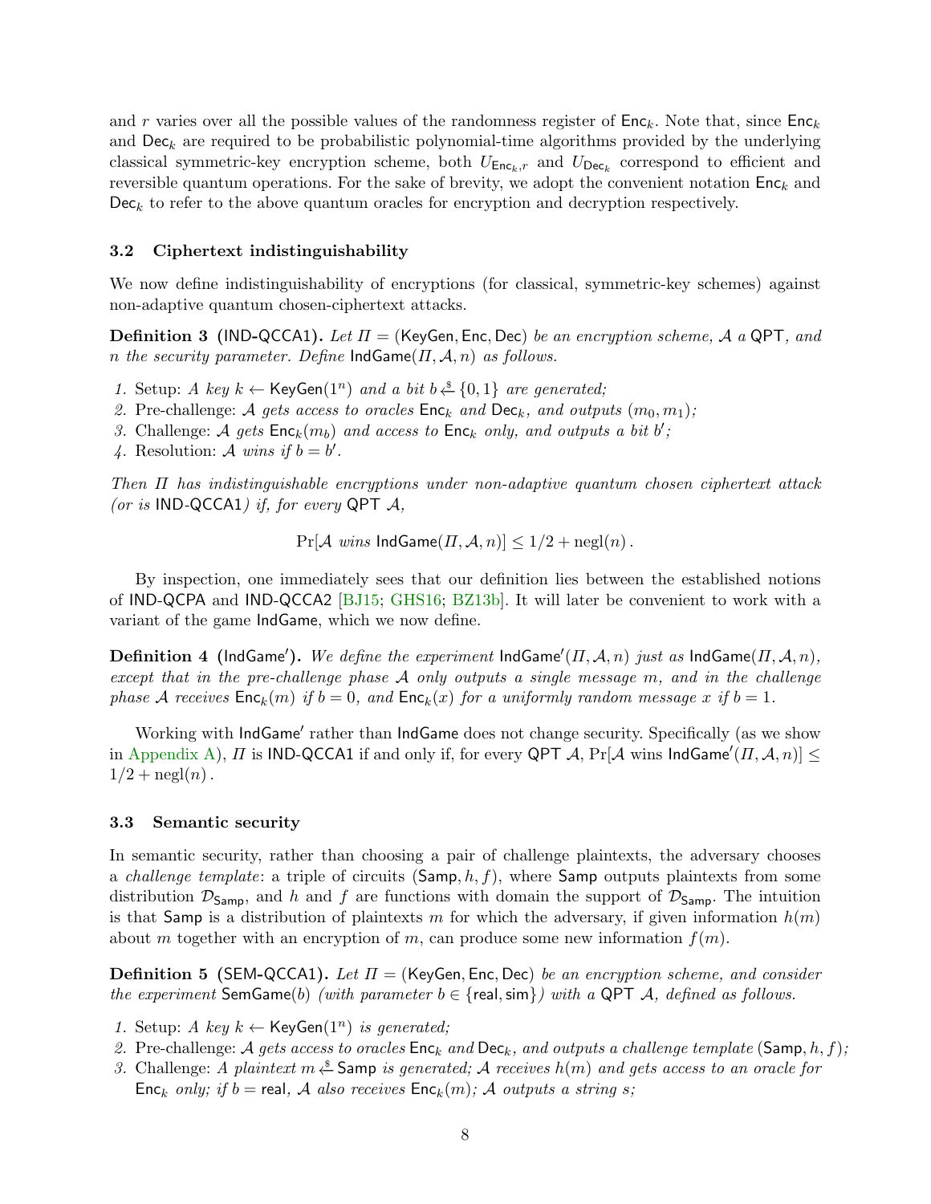and $r$ varies over all the possible values of the randomness register of $\mathsf{Enc}_k$. Note that, since $\mathsf{Enc}_k$ and $\mathsf{Dec}_k$ are required to be probabilistic polynomial-time algorithms provided by the underlying classical symmetric-key encryption scheme, both $U_{\mathsf{Enc}_k,r}$ and $U_{\mathsf{Dec}_k}$ correspond to efficient and reversible quantum operations. For the sake of brevity, we adopt the convenient notation $\mathsf{Enc}_k$ and $\mathsf{Dec}_k$ to refer to the above quantum oracles for encryption and decryption respectively.

### 3.2 Ciphertext indistinguishability

We now define indistinguishability of encryptions (for classical, symmetric-key schemes) against non-adaptive quantum chosen-ciphertext attacks.

**Definition 3 (IND-QCCA1).** *Let $\Pi = (\mathsf{KeyGen}, \mathsf{Enc}, \mathsf{Dec})$ be an encryption scheme, $\mathcal{A}$ a* QPT*, and $n$ the security parameter. Define $\mathsf{IndGame}(\Pi, \mathcal{A}, n)$ as follows.*

1. Setup: *A key $k \leftarrow \mathsf{KeyGen}(1^n)$ and a bit $b \xleftarrow{\$} \{0,1\}$ are generated;*
2. Pre-challenge: *$\mathcal{A}$ gets access to oracles $\mathsf{Enc}_k$ and $\mathsf{Dec}_k$, and outputs $(m_0, m_1)$;*
3. Challenge: *$\mathcal{A}$ gets $\mathsf{Enc}_k(m_b)$ and access to $\mathsf{Enc}_k$ only, and outputs a bit $b'$;*
4. Resolution: *$\mathcal{A}$ wins if $b = b'$.*

*Then $\Pi$ has indistinguishable encryptions under non-adaptive quantum chosen ciphertext attack (or is* IND-QCCA1*) if, for every* QPT *$\mathcal{A}$,*

$$\Pr[\mathcal{A} \text{ wins } \mathsf{IndGame}(\Pi, \mathcal{A}, n)] \leq 1/2 + \mathrm{negl}(n)\,.$$

By inspection, one immediately sees that our definition lies between the established notions of IND-QCPA and IND-QCCA2 [BJ15; GHS16; BZ13b]. It will later be convenient to work with a variant of the game IndGame, which we now define.

**Definition 4 (IndGame′).** *We define the experiment $\mathsf{IndGame}'(\Pi, \mathcal{A}, n)$ just as $\mathsf{IndGame}(\Pi, \mathcal{A}, n)$, except that in the pre-challenge phase $\mathcal{A}$ only outputs a single message $m$, and in the challenge phase $\mathcal{A}$ receives $\mathsf{Enc}_k(m)$ if $b = 0$, and $\mathsf{Enc}_k(x)$ for a uniformly random message $x$ if $b = 1$.*

Working with IndGame′ rather than IndGame does not change security. Specifically (as we show in Appendix A), $\Pi$ is IND-QCCA1 if and only if, for every QPT $\mathcal{A}$, $\Pr[\mathcal{A} \text{ wins } \mathsf{IndGame}'(\Pi, \mathcal{A}, n)] \leq 1/2 + \mathrm{negl}(n)\,.$

### 3.3 Semantic security

In semantic security, rather than choosing a pair of challenge plaintexts, the adversary chooses a *challenge template*: a triple of circuits $(\mathsf{Samp}, h, f)$, where $\mathsf{Samp}$ outputs plaintexts from some distribution $\mathcal{D}_{\mathsf{Samp}}$, and $h$ and $f$ are functions with domain the support of $\mathcal{D}_{\mathsf{Samp}}$. The intuition is that $\mathsf{Samp}$ is a distribution of plaintexts $m$ for which the adversary, if given information $h(m)$ about $m$ together with an encryption of $m$, can produce some new information $f(m)$.

**Definition 5 (SEM-QCCA1).** *Let $\Pi = (\mathsf{KeyGen}, \mathsf{Enc}, \mathsf{Dec})$ be an encryption scheme, and consider the experiment $\mathsf{SemGame}(b)$ (with parameter $b \in \{\mathsf{real}, \mathsf{sim}\}$) with a* QPT *$\mathcal{A}$, defined as follows.*

1. Setup: *A key $k \leftarrow \mathsf{KeyGen}(1^n)$ is generated;*
2. Pre-challenge: *$\mathcal{A}$ gets access to oracles $\mathsf{Enc}_k$ and $\mathsf{Dec}_k$, and outputs a challenge template $(\mathsf{Samp}, h, f)$;*
3. Challenge: *A plaintext $m \xleftarrow{\$} \mathsf{Samp}$ is generated; $\mathcal{A}$ receives $h(m)$ and gets access to an oracle for $\mathsf{Enc}_k$ only; if $b = \mathsf{real}$, $\mathcal{A}$ also receives $\mathsf{Enc}_k(m)$; $\mathcal{A}$ outputs a string $s$;*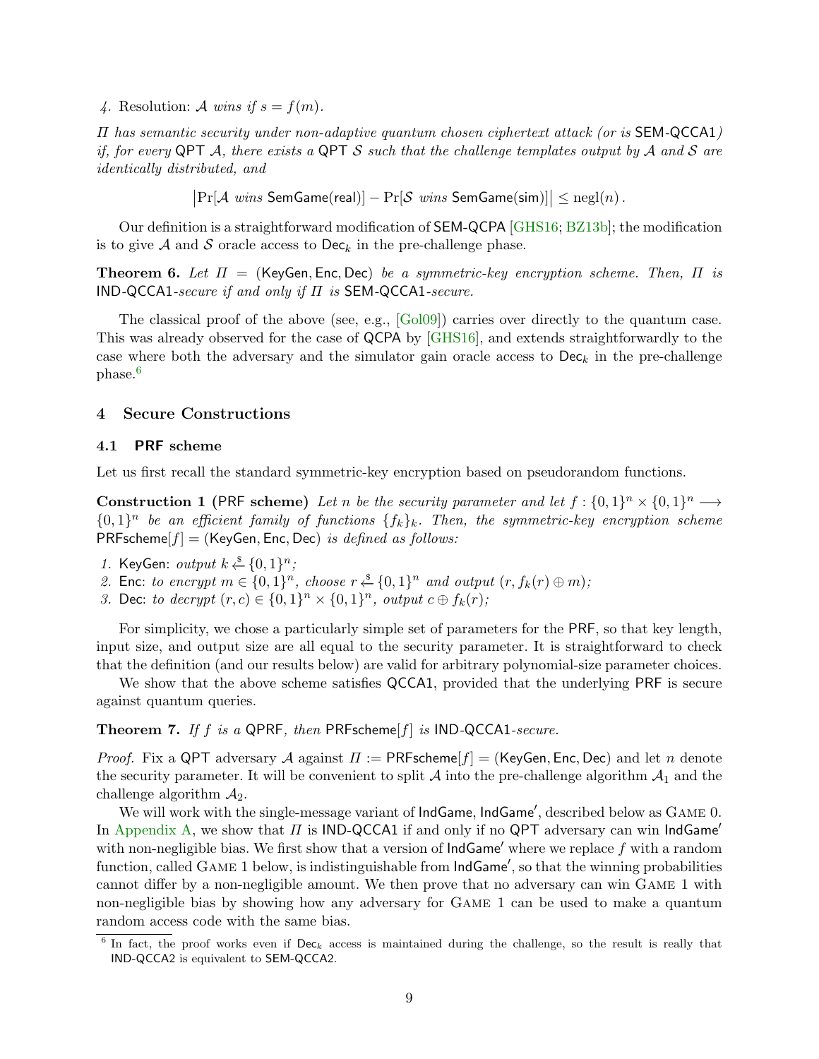4. Resolution: $\mathcal{A}$ *wins if* $s = f(m)$.

*Π has semantic security under non-adaptive quantum chosen ciphertext attack (or is* SEM-QCCA1*) if, for every* QPT $\mathcal{A}$*, there exists a* QPT $\mathcal{S}$ *such that the challenge templates output by* $\mathcal{A}$ *and* $\mathcal{S}$ *are identically distributed, and*

$$\left|\Pr[\mathcal{A} \text{ wins } \mathsf{SemGame(real)}] - \Pr[\mathcal{S} \text{ wins } \mathsf{SemGame(sim)}]\right| \leq \mathrm{negl}(n)\,.$$

Our definition is a straightforward modification of SEM-QCPA [GHS16; BZ13b]; the modification is to give $\mathcal{A}$ and $\mathcal{S}$ oracle access to $\mathsf{Dec}_k$ in the pre-challenge phase.

**Theorem 6.** *Let* $\Pi = (\mathsf{KeyGen}, \mathsf{Enc}, \mathsf{Dec})$ *be a symmetric-key encryption scheme. Then,* $\Pi$ *is* IND-QCCA1*-secure if and only if* $\Pi$ *is* SEM-QCCA1*-secure.*

The classical proof of the above (see, e.g., [Gol09]) carries over directly to the quantum case. This was already observed for the case of QCPA by [GHS16], and extends straightforwardly to the case where both the adversary and the simulator gain oracle access to $\mathsf{Dec}_k$ in the pre-challenge phase.[6]

## 4 Secure Constructions

### 4.1 PRF scheme

Let us first recall the standard symmetric-key encryption based on pseudorandom functions.

**Construction 1** (PRF **scheme**) *Let* $n$ *be the security parameter and let* $f : \{0,1\}^n \times \{0,1\}^n \longrightarrow \{0,1\}^n$ *be an efficient family of functions* $\{f_k\}_k$*. Then, the symmetric-key encryption scheme* $\mathsf{PRFscheme}[f] = (\mathsf{KeyGen}, \mathsf{Enc}, \mathsf{Dec})$ *is defined as follows:*

1. $\mathsf{KeyGen}$: *output* $k \xleftarrow{\$} \{0,1\}^n$*;*
2. $\mathsf{Enc}$: *to encrypt* $m \in \{0,1\}^n$*, choose* $r \xleftarrow{\$} \{0,1\}^n$ *and output* $(r, f_k(r) \oplus m)$*;*
3. $\mathsf{Dec}$: *to decrypt* $(r, c) \in \{0,1\}^n \times \{0,1\}^n$*, output* $c \oplus f_k(r)$*;*

For simplicity, we chose a particularly simple set of parameters for the PRF, so that key length, input size, and output size are all equal to the security parameter. It is straightforward to check that the definition (and our results below) are valid for arbitrary polynomial-size parameter choices.

We show that the above scheme satisfies QCCA1, provided that the underlying PRF is secure against quantum queries.

**Theorem 7.** *If* $f$ *is a* QPRF*, then* $\mathsf{PRFscheme}[f]$ *is* IND-QCCA1*-secure.*

*Proof.* Fix a QPT adversary $\mathcal{A}$ against $\Pi := \mathsf{PRFscheme}[f] = (\mathsf{KeyGen}, \mathsf{Enc}, \mathsf{Dec})$ and let $n$ denote the security parameter. It will be convenient to split $\mathcal{A}$ into the pre-challenge algorithm $\mathcal{A}_1$ and the challenge algorithm $\mathcal{A}_2$.

We will work with the single-message variant of $\mathsf{IndGame}$, $\mathsf{IndGame}'$, described below as Game 0. In Appendix A, we show that $\Pi$ is IND-QCCA1 if and only if no QPT adversary can win $\mathsf{IndGame}'$ with non-negligible bias. We first show that a version of $\mathsf{IndGame}'$ where we replace $f$ with a random function, called Game 1 below, is indistinguishable from $\mathsf{IndGame}'$, so that the winning probabilities cannot differ by a non-negligible amount. We then prove that no adversary can win Game 1 with non-negligible bias by showing how any adversary for Game 1 can be used to make a quantum random access code with the same bias.

[6] In fact, the proof works even if $\mathsf{Dec}_k$ access is maintained during the challenge, so the result is really that IND-QCCA2 is equivalent to SEM-QCCA2.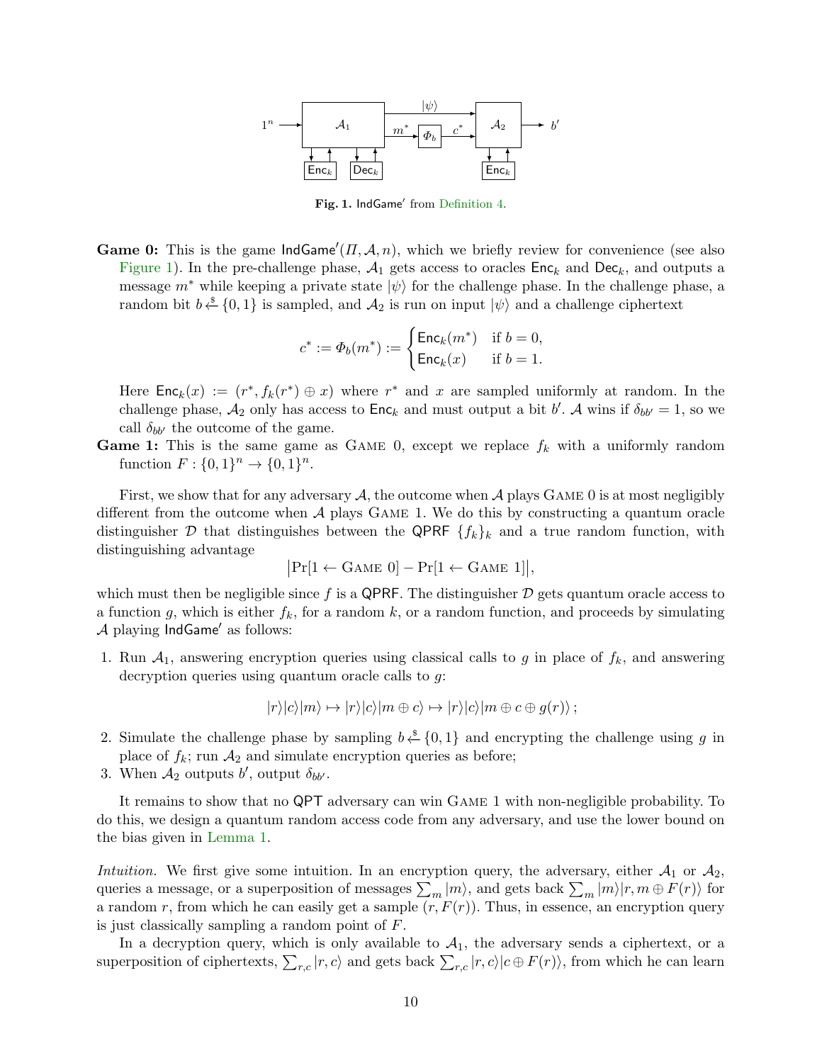**Fig. 1.** $\mathsf{IndGame}'$ from Definition 4.

**Game 0:** This is the game $\mathsf{IndGame}'(\Pi, \mathcal{A}, n)$, which we briefly review for convenience (see also Figure 1). In the pre-challenge phase, $\mathcal{A}_1$ gets access to oracles $\mathsf{Enc}_k$ and $\mathsf{Dec}_k$, and outputs a message $m^*$ while keeping a private state $|\psi\rangle$ for the challenge phase. In the challenge phase, a random bit $b \xleftarrow{\$} \{0,1\}$ is sampled, and $\mathcal{A}_2$ is run on input $|\psi\rangle$ and a challenge ciphertext

$$c^* := \Phi_b(m^*) := \begin{cases} \mathsf{Enc}_k(m^*) & \text{if } b = 0, \\ \mathsf{Enc}_k(x) & \text{if } b = 1. \end{cases}$$

Here $\mathsf{Enc}_k(x) := (r^*, f_k(r^*) \oplus x)$ where $r^*$ and $x$ are sampled uniformly at random. In the challenge phase, $\mathcal{A}_2$ only has access to $\mathsf{Enc}_k$ and must output a bit $b'$. $\mathcal{A}$ wins if $\delta_{bb'} = 1$, so we call $\delta_{bb'}$ the outcome of the game.

**Game 1:** This is the same game as Game 0, except we replace $f_k$ with a uniformly random function $F : \{0,1\}^n \to \{0,1\}^n$.

First, we show that for any adversary $\mathcal{A}$, the outcome when $\mathcal{A}$ plays Game 0 is at most negligibly different from the outcome when $\mathcal{A}$ plays Game 1. We do this by constructing a quantum oracle distinguisher $\mathcal{D}$ that distinguishes between the $\mathsf{QPRF}$ $\{f_k\}_k$ and a true random function, with distinguishing advantage

$$\big|\Pr[1 \leftarrow \text{Game 0}] - \Pr[1 \leftarrow \text{Game 1}]\big|,$$

which must then be negligible since $f$ is a $\mathsf{QPRF}$. The distinguisher $\mathcal{D}$ gets quantum oracle access to a function $g$, which is either $f_k$, for a random $k$, or a random function, and proceeds by simulating $\mathcal{A}$ playing $\mathsf{IndGame}'$ as follows:

1. Run $\mathcal{A}_1$, answering encryption queries using classical calls to $g$ in place of $f_k$, and answering decryption queries using quantum oracle calls to $g$:
$$|r\rangle|c\rangle|m\rangle \mapsto |r\rangle|c\rangle|m \oplus c\rangle \mapsto |r\rangle|c\rangle|m \oplus c \oplus g(r)\rangle\,;$$
2. Simulate the challenge phase by sampling $b \xleftarrow{\$} \{0,1\}$ and encrypting the challenge using $g$ in place of $f_k$; run $\mathcal{A}_2$ and simulate encryption queries as before;
3. When $\mathcal{A}_2$ outputs $b'$, output $\delta_{bb'}$.

It remains to show that no $\mathsf{QPT}$ adversary can win Game 1 with non-negligible probability. To do this, we design a quantum random access code from any adversary, and use the lower bound on the bias given in Lemma 1.

*Intuition.* We first give some intuition. In an encryption query, the adversary, either $\mathcal{A}_1$ or $\mathcal{A}_2$, queries a message, or a superposition of messages $\sum_m |m\rangle$, and gets back $\sum_m |m\rangle|r, m \oplus F(r)\rangle$ for a random $r$, from which he can easily get a sample $(r, F(r))$. Thus, in essence, an encryption query is just classically sampling a random point of $F$.

In a decryption query, which is only available to $\mathcal{A}_1$, the adversary sends a ciphertext, or a superposition of ciphertexts, $\sum_{r,c} |r, c\rangle$ and gets back $\sum_{r,c} |r, c\rangle|c \oplus F(r)\rangle$, from which he can learn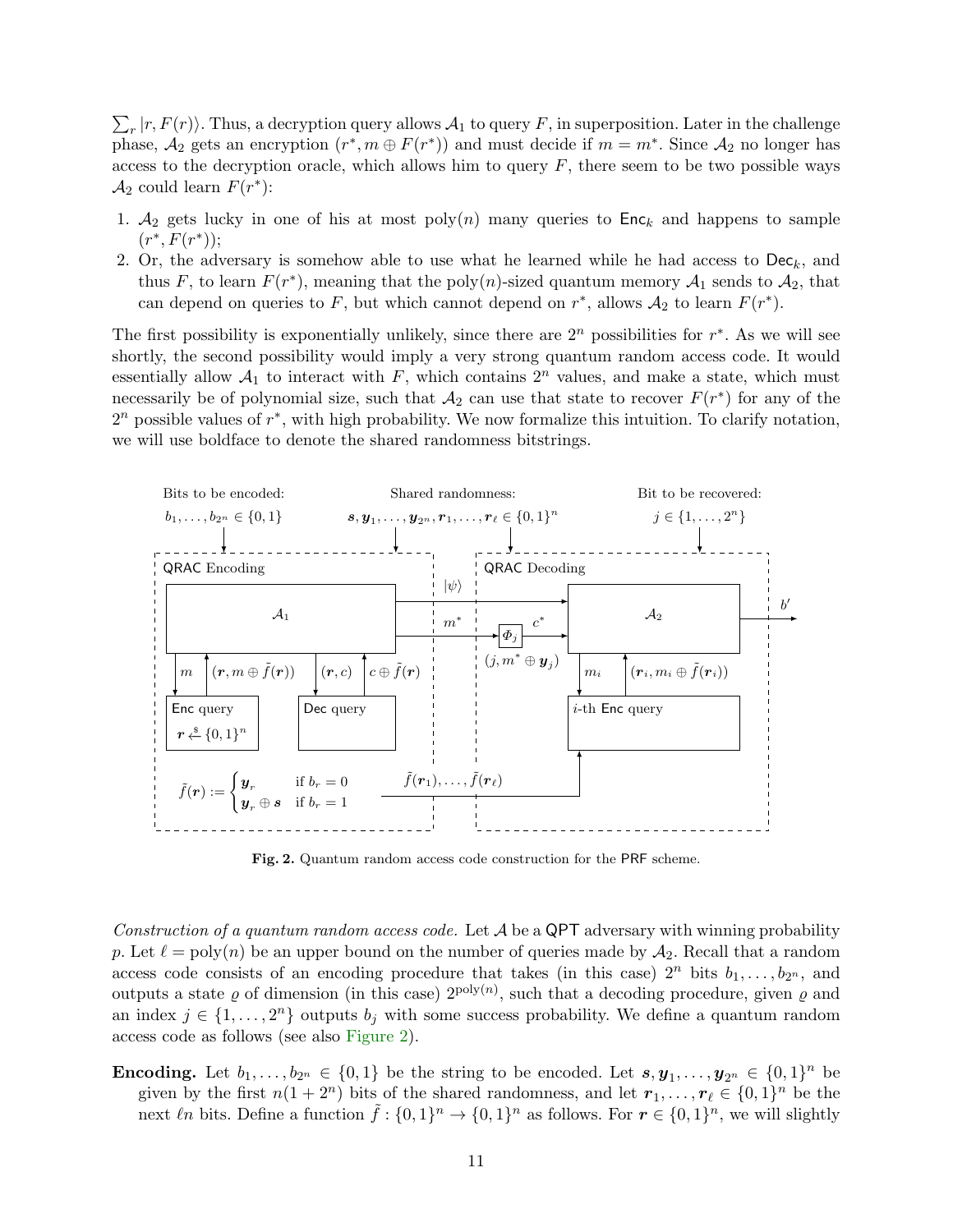$\sum_r |r, F(r)\rangle$. Thus, a decryption query allows $\mathcal{A}_1$ to query $F$, in superposition. Later in the challenge phase, $\mathcal{A}_2$ gets an encryption $(r^*, m \oplus F(r^*))$ and must decide if $m = m^*$. Since $\mathcal{A}_2$ no longer has access to the decryption oracle, which allows him to query $F$, there seem to be two possible ways $\mathcal{A}_2$ could learn $F(r^*)$:

1. $\mathcal{A}_2$ gets lucky in one of his at most $\text{poly}(n)$ many queries to $\mathsf{Enc}_k$ and happens to sample $(r^*, F(r^*))$;
2. Or, the adversary is somehow able to use what he learned while he had access to $\mathsf{Dec}_k$, and thus $F$, to learn $F(r^*)$, meaning that the $\text{poly}(n)$-sized quantum memory $\mathcal{A}_1$ sends to $\mathcal{A}_2$, that can depend on queries to $F$, but which cannot depend on $r^*$, allows $\mathcal{A}_2$ to learn $F(r^*)$.

The first possibility is exponentially unlikely, since there are $2^n$ possibilities for $r^*$. As we will see shortly, the second possibility would imply a very strong quantum random access code. It would essentially allow $\mathcal{A}_1$ to interact with $F$, which contains $2^n$ values, and make a state, which must necessarily be of polynomial size, such that $\mathcal{A}_2$ can use that state to recover $F(r^*)$ for any of the $2^n$ possible values of $r^*$, with high probability. We now formalize this intuition. To clarify notation, we will use boldface to denote the shared randomness bitstrings.

Bits to be encoded: $b_1, \ldots, b_{2^n} \in \{0,1\}$ Shared randomness: $\boldsymbol{s}, \boldsymbol{y}_1, \ldots, \boldsymbol{y}_{2^n}, \boldsymbol{r}_1, \ldots, \boldsymbol{r}_\ell \in \{0,1\}^n$ Bit to be recovered: $j \in \{1, \ldots, 2^n\}$

QRAC Encoding: $\mathcal{A}_1$; Enc query ($m$ / $(\boldsymbol{r}, m \oplus \tilde{f}(\boldsymbol{r}))$, $\boldsymbol{r} \xleftarrow{\$} \{0,1\}^n$); Dec query ($(\boldsymbol{r}, c)$ / $c \oplus \tilde{f}(\boldsymbol{r})$);
$$\tilde{f}(\boldsymbol{r}) := \begin{cases} \boldsymbol{y}_r & \text{if } b_r = 0 \\ \boldsymbol{y}_r \oplus \boldsymbol{s} & \text{if } b_r = 1 \end{cases}$$

QRAC Decoding: $\mathcal{A}_1$ sends $|\psi\rangle$ and $m^*$; $\Phi_j$ with $(j, m^* \oplus \boldsymbol{y}_j)$ outputs $c^*$ to $\mathcal{A}_2$; $i$-th Enc query ($m_i$ / $(\boldsymbol{r}_i, m_i \oplus \tilde{f}(\boldsymbol{r}_i))$) using $\tilde{f}(\boldsymbol{r}_1), \ldots, \tilde{f}(\boldsymbol{r}_\ell)$; $\mathcal{A}_2$ outputs $b'$.

**Fig. 2.** Quantum random access code construction for the $\mathsf{PRF}$ scheme.

*Construction of a quantum random access code.* Let $\mathcal{A}$ be a $\mathsf{QPT}$ adversary with winning probability $p$. Let $\ell = \text{poly}(n)$ be an upper bound on the number of queries made by $\mathcal{A}_2$. Recall that a random access code consists of an encoding procedure that takes (in this case) $2^n$ bits $b_1, \ldots, b_{2^n}$, and outputs a state $\varrho$ of dimension (in this case) $2^{\text{poly}(n)}$, such that a decoding procedure, given $\varrho$ and an index $j \in \{1, \ldots, 2^n\}$ outputs $b_j$ with some success probability. We define a quantum random access code as follows (see also Figure 2).

**Encoding.** Let $b_1, \ldots, b_{2^n} \in \{0,1\}$ be the string to be encoded. Let $\boldsymbol{s}, \boldsymbol{y}_1, \ldots, \boldsymbol{y}_{2^n} \in \{0,1\}^n$ be given by the first $n(1+2^n)$ bits of the shared randomness, and let $\boldsymbol{r}_1, \ldots, \boldsymbol{r}_\ell \in \{0,1\}^n$ be the next $\ell n$ bits. Define a function $\tilde{f} : \{0,1\}^n \to \{0,1\}^n$ as follows. For $\boldsymbol{r} \in \{0,1\}^n$, we will slightly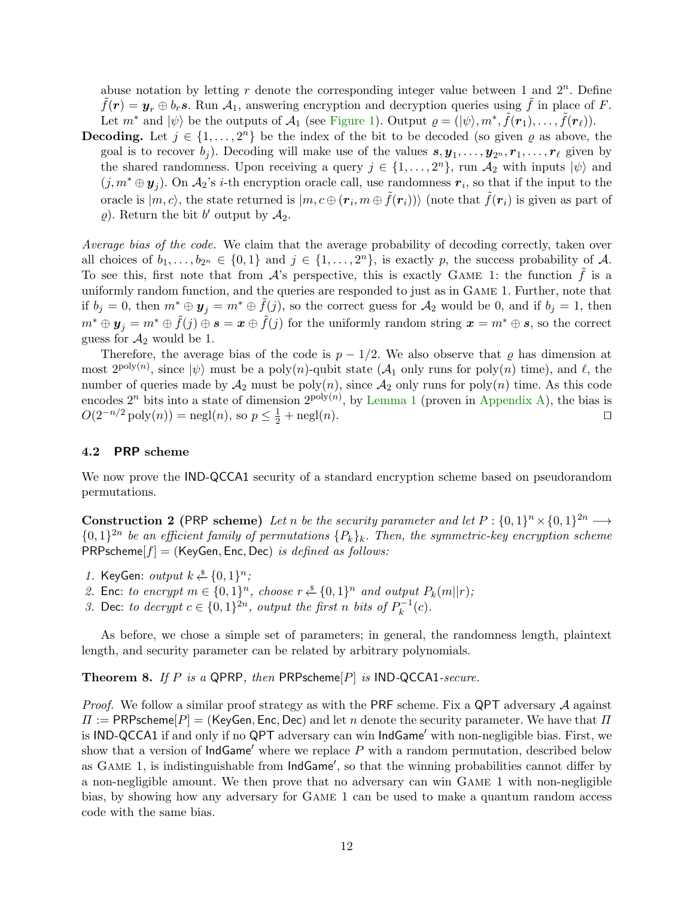abuse notation by letting $r$ denote the corresponding integer value between 1 and $2^n$. Define $\tilde{f}(\boldsymbol{r}) = \boldsymbol{y}_r \oplus b_r \boldsymbol{s}$. Run $\mathcal{A}_1$, answering encryption and decryption queries using $\tilde{f}$ in place of $F$. Let $m^*$ and $|\psi\rangle$ be the outputs of $\mathcal{A}_1$ (see Figure 1). Output $\varrho = (|\psi\rangle, m^*, \tilde{f}(\boldsymbol{r}_1), \ldots, \tilde{f}(\boldsymbol{r}_\ell))$.

**Decoding.** Let $j \in \{1, \ldots, 2^n\}$ be the index of the bit to be decoded (so given $\varrho$ as above, the goal is to recover $b_j$). Decoding will make use of the values $\boldsymbol{s}, \boldsymbol{y}_1, \ldots, \boldsymbol{y}_{2^n}, \boldsymbol{r}_1, \ldots, \boldsymbol{r}_\ell$ given by the shared randomness. Upon receiving a query $j \in \{1, \ldots, 2^n\}$, run $\mathcal{A}_2$ with inputs $|\psi\rangle$ and $(j, m^* \oplus \boldsymbol{y}_j)$. On $\mathcal{A}_2$'s $i$-th encryption oracle call, use randomness $\boldsymbol{r}_i$, so that if the input to the oracle is $|m, c\rangle$, the state returned is $|m, c \oplus (\boldsymbol{r}_i, m \oplus \tilde{f}(\boldsymbol{r}_i))\rangle$ (note that $\tilde{f}(\boldsymbol{r}_i)$ is given as part of $\varrho$). Return the bit $b'$ output by $\mathcal{A}_2$.

*Average bias of the code.* We claim that the average probability of decoding correctly, taken over all choices of $b_1, \ldots, b_{2^n} \in \{0, 1\}$ and $j \in \{1, \ldots, 2^n\}$, is exactly $p$, the success probability of $\mathcal{A}$. To see this, first note that from $\mathcal{A}$'s perspective, this is exactly Game 1: the function $\tilde{f}$ is a uniformly random function, and the queries are responded to just as in Game 1. Further, note that if $b_j = 0$, then $m^* \oplus \boldsymbol{y}_j = m^* \oplus \tilde{f}(j)$, so the correct guess for $\mathcal{A}_2$ would be 0, and if $b_j = 1$, then $m^* \oplus \boldsymbol{y}_j = m^* \oplus \tilde{f}(j) \oplus \boldsymbol{s} = \boldsymbol{x} \oplus \tilde{f}(j)$ for the uniformly random string $\boldsymbol{x} = m^* \oplus \boldsymbol{s}$, so the correct guess for $\mathcal{A}_2$ would be 1.

Therefore, the average bias of the code is $p - 1/2$. We also observe that $\varrho$ has dimension at most $2^{\mathrm{poly}(n)}$, since $|\psi\rangle$ must be a poly($n$)-qubit state ($\mathcal{A}_1$ only runs for poly($n$) time), and $\ell$, the number of queries made by $\mathcal{A}_2$ must be poly($n$), since $\mathcal{A}_2$ only runs for poly($n$) time. As this code encodes $2^n$ bits into a state of dimension $2^{\mathrm{poly}(n)}$, by Lemma 1 (proven in Appendix A), the bias is $O(2^{-n/2}\,\mathrm{poly}(n)) = \mathrm{negl}(n)$, so $p \leq \frac{1}{2} + \mathrm{negl}(n)$. ◻

### 4.2 PRP scheme

We now prove the IND-QCCA1 security of a standard encryption scheme based on pseudorandom permutations.

**Construction 2 (PRP scheme)** *Let $n$ be the security parameter and let $P : \{0,1\}^n \times \{0,1\}^{2n} \longrightarrow \{0,1\}^{2n}$ be an efficient family of permutations $\{P_k\}_k$. Then, the symmetric-key encryption scheme* $\mathsf{PRPscheme}[f] = (\mathsf{KeyGen}, \mathsf{Enc}, \mathsf{Dec})$ *is defined as follows:*

1. $\mathsf{KeyGen}$: *output* $k \overset{\$}{\leftarrow} \{0,1\}^n$*;*
2. $\mathsf{Enc}$: *to encrypt* $m \in \{0,1\}^n$*, choose* $r \overset{\$}{\leftarrow} \{0,1\}^n$ *and output* $P_k(m\|r)$*;*
3. $\mathsf{Dec}$: *to decrypt* $c \in \{0,1\}^{2n}$*, output the first* $n$ *bits of* $P_k^{-1}(c)$*.*

As before, we chose a simple set of parameters; in general, the randomness length, plaintext length, and security parameter can be related by arbitrary polynomials.

**Theorem 8.** *If $P$ is a* QPRP*, then* $\mathsf{PRPscheme}[P]$ *is* IND-QCCA1*-secure.*

*Proof.* We follow a similar proof strategy as with the PRF scheme. Fix a QPT adversary $\mathcal{A}$ against $\Pi := \mathsf{PRPscheme}[P] = (\mathsf{KeyGen}, \mathsf{Enc}, \mathsf{Dec})$ and let $n$ denote the security parameter. We have that $\Pi$ is IND-QCCA1 if and only if no QPT adversary can win $\mathsf{IndGame}'$ with non-negligible bias. First, we show that a version of $\mathsf{IndGame}'$ where we replace $P$ with a random permutation, described below as Game 1, is indistinguishable from $\mathsf{IndGame}'$, so that the winning probabilities cannot differ by a non-negligible amount. We then prove that no adversary can win Game 1 with non-negligible bias, by showing how any adversary for Game 1 can be used to make a quantum random access code with the same bias.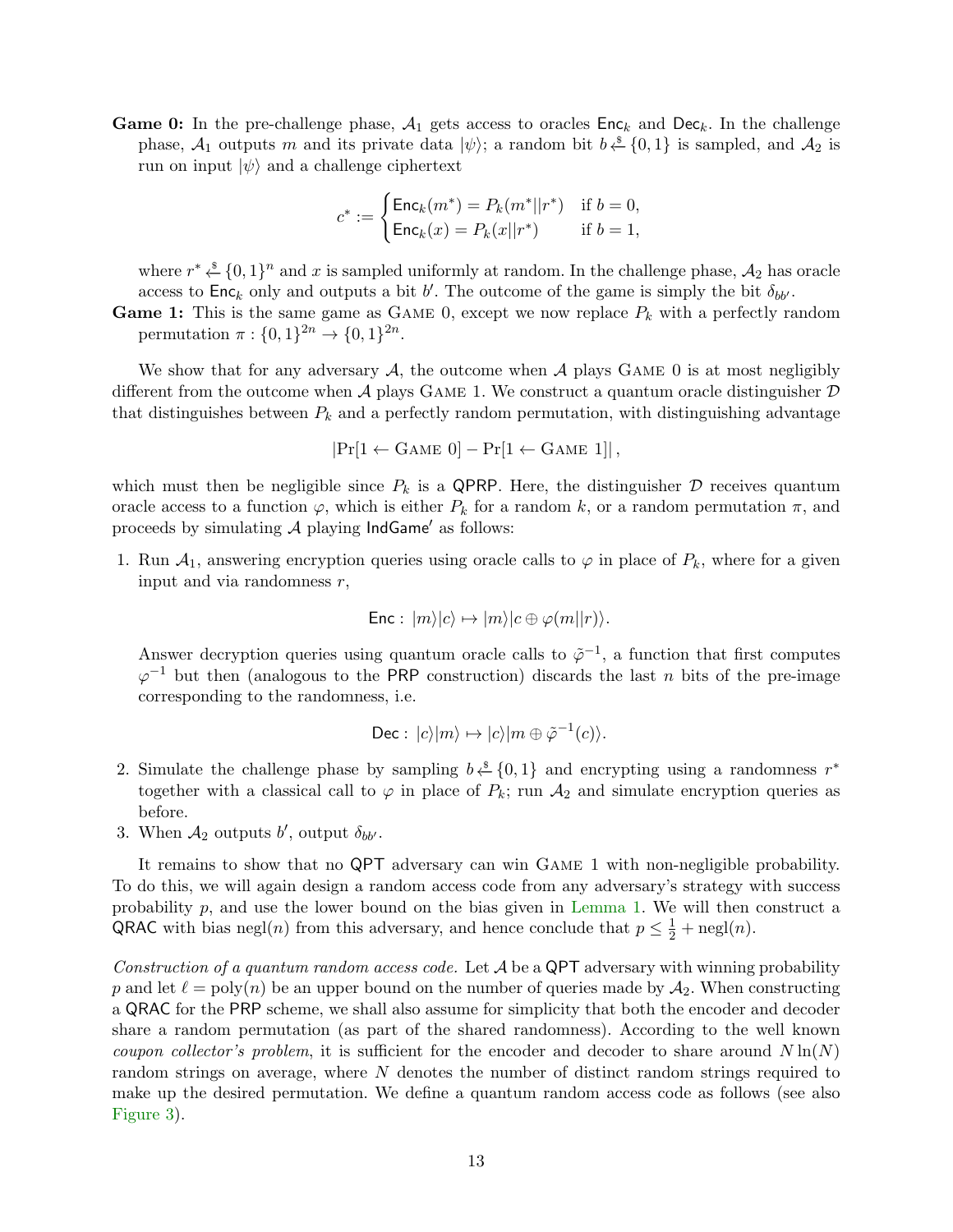**Game 0:** In the pre-challenge phase, $\mathcal{A}_1$ gets access to oracles $\mathsf{Enc}_k$ and $\mathsf{Dec}_k$. In the challenge phase, $\mathcal{A}_1$ outputs $m$ and its private data $|\psi\rangle$; a random bit $b \xleftarrow{\$} \{0,1\}$ is sampled, and $\mathcal{A}_2$ is run on input $|\psi\rangle$ and a challenge ciphertext

$$c^* := \begin{cases} \mathsf{Enc}_k(m^*) = P_k(m^*||r^*) & \text{if } b = 0, \\ \mathsf{Enc}_k(x) = P_k(x||r^*) & \text{if } b = 1, \end{cases}$$

where $r^* \xleftarrow{\$} \{0,1\}^n$ and $x$ is sampled uniformly at random. In the challenge phase, $\mathcal{A}_2$ has oracle access to $\mathsf{Enc}_k$ only and outputs a bit $b'$. The outcome of the game is simply the bit $\delta_{bb'}$.

**Game 1:** This is the same game as Game 0, except we now replace $P_k$ with a perfectly random permutation $\pi : \{0,1\}^{2n} \to \{0,1\}^{2n}$.

We show that for any adversary $\mathcal{A}$, the outcome when $\mathcal{A}$ plays Game 0 is at most negligibly different from the outcome when $\mathcal{A}$ plays Game 1. We construct a quantum oracle distinguisher $\mathcal{D}$ that distinguishes between $P_k$ and a perfectly random permutation, with distinguishing advantage

$$|\Pr[1 \leftarrow \text{Game } 0] - \Pr[1 \leftarrow \text{Game } 1]|\,,$$

which must then be negligible since $P_k$ is a QPRP. Here, the distinguisher $\mathcal{D}$ receives quantum oracle access to a function $\varphi$, which is either $P_k$ for a random $k$, or a random permutation $\pi$, and proceeds by simulating $\mathcal{A}$ playing $\mathsf{IndGame}'$ as follows:

1. Run $\mathcal{A}_1$, answering encryption queries using oracle calls to $\varphi$ in place of $P_k$, where for a given input and via randomness $r$,

$$\mathsf{Enc} :\, |m\rangle|c\rangle \mapsto |m\rangle|c \oplus \varphi(m||r)\rangle.$$

   Answer decryption queries using quantum oracle calls to $\tilde{\varphi}^{-1}$, a function that first computes $\varphi^{-1}$ but then (analogous to the PRP construction) discards the last $n$ bits of the pre-image corresponding to the randomness, i.e.

$$\mathsf{Dec} :\, |c\rangle|m\rangle \mapsto |c\rangle|m \oplus \tilde{\varphi}^{-1}(c)\rangle.$$

2. Simulate the challenge phase by sampling $b \xleftarrow{\$} \{0,1\}$ and encrypting using a randomness $r^*$ together with a classical call to $\varphi$ in place of $P_k$; run $\mathcal{A}_2$ and simulate encryption queries as before.
3. When $\mathcal{A}_2$ outputs $b'$, output $\delta_{bb'}$.

It remains to show that no QPT adversary can win Game 1 with non-negligible probability. To do this, we will again design a random access code from any adversary's strategy with success probability $p$, and use the lower bound on the bias given in Lemma 1. We will then construct a QRAC with bias $\text{negl}(n)$ from this adversary, and hence conclude that $p \leq \frac{1}{2} + \text{negl}(n)$.

*Construction of a quantum random access code.* Let $\mathcal{A}$ be a QPT adversary with winning probability $p$ and let $\ell = \text{poly}(n)$ be an upper bound on the number of queries made by $\mathcal{A}_2$. When constructing a QRAC for the PRP scheme, we shall also assume for simplicity that both the encoder and decoder share a random permutation (as part of the shared randomness). According to the well known *coupon collector's problem*, it is sufficient for the encoder and decoder to share around $N\ln(N)$ random strings on average, where $N$ denotes the number of distinct random strings required to make up the desired permutation. We define a quantum random access code as follows (see also Figure 3).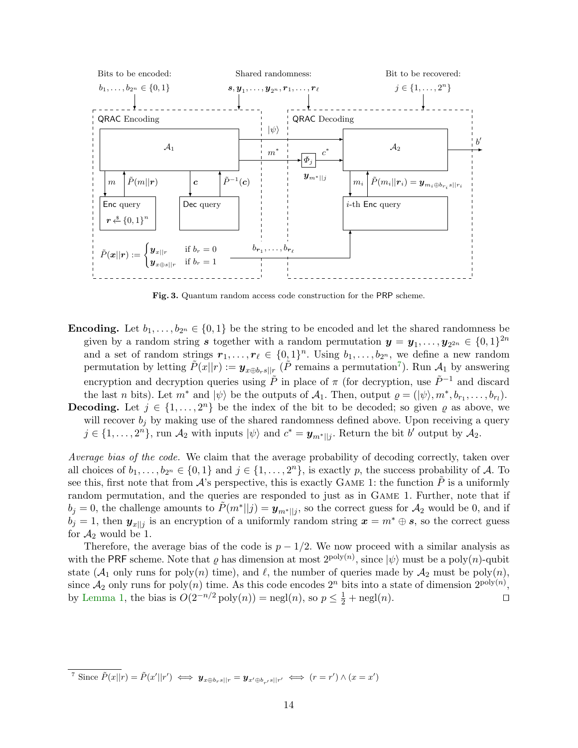Bits to be encoded: $b_1, \ldots, b_{2^n} \in \{0,1\}$ — Shared randomness: $\boldsymbol{s}, \boldsymbol{y}_1, \ldots, \boldsymbol{y}_{2^n}, \boldsymbol{r}_1, \ldots, \boldsymbol{r}_\ell$ — Bit to be recovered: $j \in \{1, \ldots, 2^n\}$

QRAC Encoding: $\mathcal{A}_1$ with Enc query ($m$, $\tilde{P}(m\|\boldsymbol{r})$, $\boldsymbol{r} \xleftarrow{\$} \{0,1\}^n$) and Dec query ($\boldsymbol{c}$, $\tilde{P}^{-1}(\boldsymbol{c})$); outputs $|\psi\rangle$, $m^*$.

$$\tilde{P}(\boldsymbol{x}\|\boldsymbol{r}) := \begin{cases} \boldsymbol{y}_{x\|r} & \text{if } b_r = 0 \\ \boldsymbol{y}_{x\oplus s\|r} & \text{if } b_r = 1 \end{cases}$$

QRAC Decoding: $\Phi_j$ maps $m^*$ to $c^* = \boldsymbol{y}_{m^*\|j}$; $\mathcal{A}_2$ with $i$-th Enc query ($m_i$, $\tilde{P}(m_i\|\boldsymbol{r}_i) = \boldsymbol{y}_{m_i \oplus b_{r_i} s \| r_i}$), using $b_{\boldsymbol{r}_1}, \ldots, b_{\boldsymbol{r}_\ell}$; outputs $b'$.

**Fig. 3.** Quantum random access code construction for the PRP scheme.

**Encoding.** Let $b_1, \ldots, b_{2^n} \in \{0,1\}$ be the string to be encoded and let the shared randomness be given by a random string $\boldsymbol{s}$ together with a random permutation $\boldsymbol{y} = \boldsymbol{y}_1, \ldots, \boldsymbol{y}_{2^{2n}} \in \{0,1\}^{2n}$ and a set of random strings $\boldsymbol{r}_1, \ldots, \boldsymbol{r}_\ell \in \{0,1\}^n$. Using $b_1, \ldots, b_{2^n}$, we define a new random permutation by letting $\tilde{P}(x\|r) := \boldsymbol{y}_{x \oplus b_r s \| r}$ ($\tilde{P}$ remains a permutation[7]). Run $\mathcal{A}_1$ by answering encryption and decryption queries using $\tilde{P}$ in place of $\pi$ (for decryption, use $\tilde{P}^{-1}$ and discard the last $n$ bits). Let $m^*$ and $|\psi\rangle$ be the outputs of $\mathcal{A}_1$. Then, output $\varrho = (|\psi\rangle, m^*, b_{r_1}, \ldots, b_{r_l})$.

**Decoding.** Let $j \in \{1, \ldots, 2^n\}$ be the index of the bit to be decoded; so given $\varrho$ as above, we will recover $b_j$ by making use of the shared randomness defined above. Upon receiving a query $j \in \{1, \ldots, 2^n\}$, run $\mathcal{A}_2$ with inputs $|\psi\rangle$ and $c^* = \boldsymbol{y}_{m^*\|j}$. Return the bit $b'$ output by $\mathcal{A}_2$.

*Average bias of the code.* We claim that the average probability of decoding correctly, taken over all choices of $b_1, \ldots, b_{2^n} \in \{0,1\}$ and $j \in \{1, \ldots, 2^n\}$, is exactly $p$, the success probability of $\mathcal{A}$. To see this, first note that from $\mathcal{A}$'s perspective, this is exactly Game 1: the function $\tilde{P}$ is a uniformly random permutation, and the queries are responded to just as in Game 1. Further, note that if $b_j = 0$, the challenge amounts to $\tilde{P}(m^*\|j) = \boldsymbol{y}_{m^*\|j}$, so the correct guess for $\mathcal{A}_2$ would be 0, and if $b_j = 1$, then $\boldsymbol{y}_{x\|j}$ is an encryption of a uniformly random string $\boldsymbol{x} = m^* \oplus \boldsymbol{s}$, so the correct guess for $\mathcal{A}_2$ would be 1.

Therefore, the average bias of the code is $p - 1/2$. We now proceed with a similar analysis as with the PRF scheme. Note that $\varrho$ has dimension at most $2^{\text{poly}(n)}$, since $|\psi\rangle$ must be a poly$(n)$-qubit state ($\mathcal{A}_1$ only runs for poly$(n)$ time), and $\ell$, the number of queries made by $\mathcal{A}_2$ must be poly$(n)$, since $\mathcal{A}_2$ only runs for poly$(n)$ time. As this code encodes $2^n$ bits into a state of dimension $2^{\text{poly}(n)}$, by Lemma 1, the bias is $O(2^{-n/2}\,\text{poly}(n)) = \text{negl}(n)$, so $p \leq \frac{1}{2} + \text{negl}(n)$. $\square$

[7] Since $\tilde{P}(x\|r) = \tilde{P}(x'\|r') \iff \boldsymbol{y}_{x \oplus b_r s\|r} = \boldsymbol{y}_{x' \oplus b_{r'} s\|r'} \iff (r = r') \wedge (x = x')$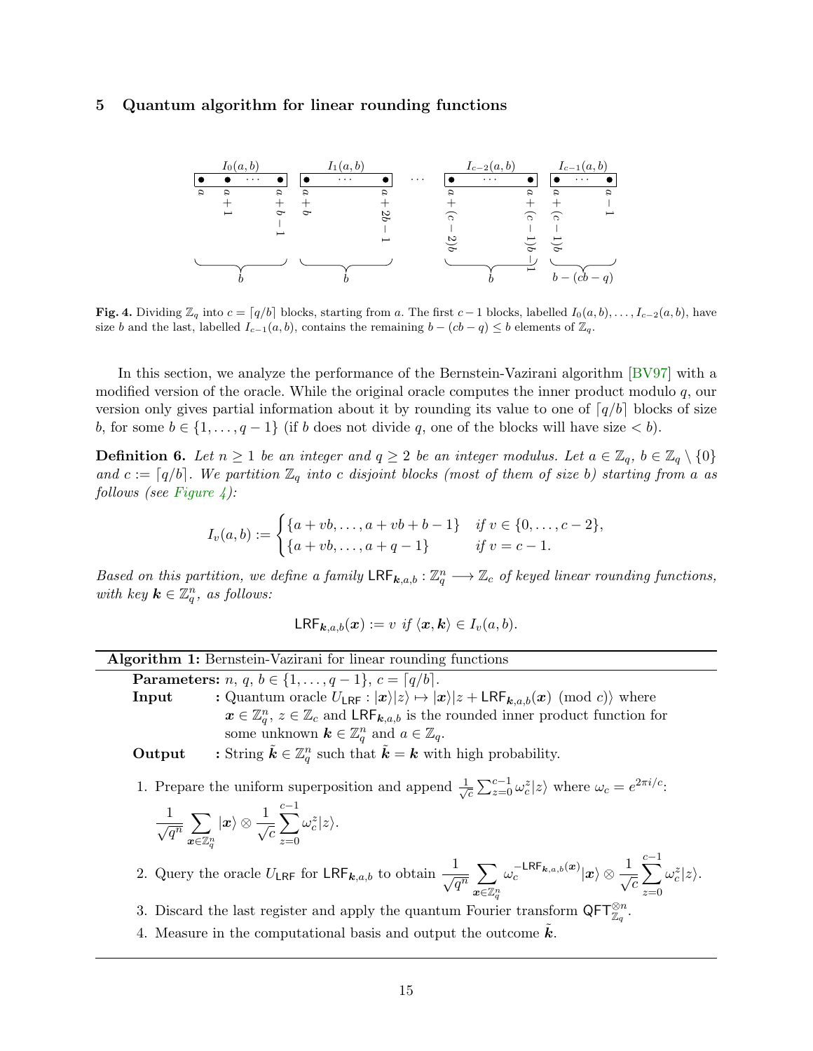## 5 Quantum algorithm for linear rounding functions

**Fig. 4.** Dividing $\mathbb{Z}_q$ into $c = \lceil q/b \rceil$ blocks, starting from $a$. The first $c-1$ blocks, labelled $I_0(a,b), \dots, I_{c-2}(a,b)$, have size $b$ and the last, labelled $I_{c-1}(a,b)$, contains the remaining $b - (cb - q) \leq b$ elements of $\mathbb{Z}_q$.

In this section, we analyze the performance of the Bernstein-Vazirani algorithm [BV97] with a modified version of the oracle. While the original oracle computes the inner product modulo $q$, our version only gives partial information about it by rounding its value to one of $\lceil q/b \rceil$ blocks of size $b$, for some $b \in \{1, \dots, q-1\}$ (if $b$ does not divide $q$, one of the blocks will have size $< b$).

**Definition 6.** *Let $n \geq 1$ be an integer and $q \geq 2$ be an integer modulus. Let $a \in \mathbb{Z}_q$, $b \in \mathbb{Z}_q \setminus \{0\}$ and $c := \lceil q/b \rceil$. We partition $\mathbb{Z}_q$ into $c$ disjoint blocks (most of them of size $b$) starting from $a$ as follows (see Figure 4):*

$$I_v(a,b) := \begin{cases} \{a + vb, \dots, a + vb + b - 1\} & \text{if } v \in \{0, \dots, c-2\}, \\ \{a + vb, \dots, a + q - 1\} & \text{if } v = c - 1. \end{cases}$$

*Based on this partition, we define a family $\mathsf{LRF}_{\boldsymbol{k},a,b} : \mathbb{Z}_q^n \longrightarrow \mathbb{Z}_c$ of keyed linear rounding functions, with key $\boldsymbol{k} \in \mathbb{Z}_q^n$, as follows:*

$$\mathsf{LRF}_{\boldsymbol{k},a,b}(\boldsymbol{x}) := v \text{ if } \langle \boldsymbol{x}, \boldsymbol{k} \rangle \in I_v(a,b).$$

---

**Algorithm 1:** Bernstein-Vazirani for linear rounding functions

---

**Parameters:** $n$, $q$, $b \in \{1, \dots, q-1\}$, $c = \lceil q/b \rceil$.

**Input** : Quantum oracle $U_{\mathsf{LRF}} : |\boldsymbol{x}\rangle|z\rangle \mapsto |\boldsymbol{x}\rangle|z + \mathsf{LRF}_{\boldsymbol{k},a,b}(\boldsymbol{x}) \pmod c\rangle$ where $\boldsymbol{x} \in \mathbb{Z}_q^n$, $z \in \mathbb{Z}_c$ and $\mathsf{LRF}_{\boldsymbol{k},a,b}$ is the rounded inner product function for some unknown $\boldsymbol{k} \in \mathbb{Z}_q^n$ and $a \in \mathbb{Z}_q$.

**Output** : String $\tilde{\boldsymbol{k}} \in \mathbb{Z}_q^n$ such that $\tilde{\boldsymbol{k}} = \boldsymbol{k}$ with high probability.

1. Prepare the uniform superposition and append $\frac{1}{\sqrt{c}} \sum_{z=0}^{c-1} \omega_c^z |z\rangle$ where $\omega_c = e^{2\pi i/c}$:
$$\frac{1}{\sqrt{q^n}} \sum_{\boldsymbol{x} \in \mathbb{Z}_q^n} |\boldsymbol{x}\rangle \otimes \frac{1}{\sqrt{c}} \sum_{z=0}^{c-1} \omega_c^z |z\rangle.$$
2. Query the oracle $U_{\mathsf{LRF}}$ for $\mathsf{LRF}_{\boldsymbol{k},a,b}$ to obtain $\frac{1}{\sqrt{q^n}} \sum_{\boldsymbol{x} \in \mathbb{Z}_q^n} \omega_c^{-\mathsf{LRF}_{\boldsymbol{k},a,b}(\boldsymbol{x})} |\boldsymbol{x}\rangle \otimes \frac{1}{\sqrt{c}} \sum_{z=0}^{c-1} \omega_c^z |z\rangle$.
3. Discard the last register and apply the quantum Fourier transform $\mathsf{QFT}_{\mathbb{Z}_q}^{\otimes n}$.
4. Measure in the computational basis and output the outcome $\tilde{\boldsymbol{k}}$.

---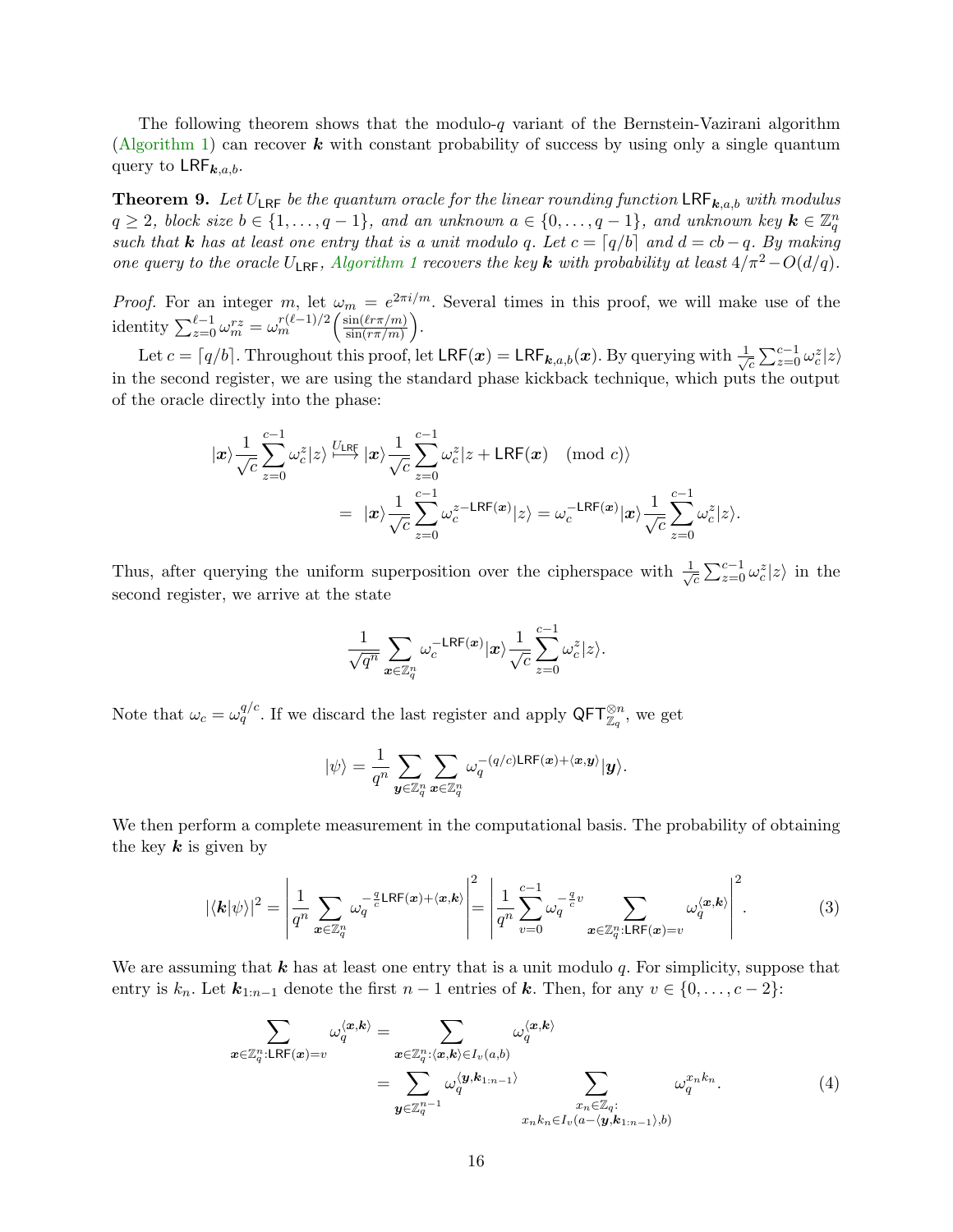The following theorem shows that the modulo-$q$ variant of the Bernstein-Vazirani algorithm (Algorithm 1) can recover $\boldsymbol{k}$ with constant probability of success by using only a single quantum query to $\mathsf{LRF}_{\boldsymbol{k},a,b}$.

**Theorem 9.** *Let $U_{\mathsf{LRF}}$ be the quantum oracle for the linear rounding function $\mathsf{LRF}_{\boldsymbol{k},a,b}$ with modulus $q \geq 2$, block size $b \in \{1, \ldots, q-1\}$, and an unknown $a \in \{0, \ldots, q-1\}$, and unknown key $\boldsymbol{k} \in \mathbb{Z}_q^n$ such that $\boldsymbol{k}$ has at least one entry that is a unit modulo $q$. Let $c = \lceil q/b \rceil$ and $d = cb - q$. By making one query to the oracle $U_{\mathsf{LRF}}$, Algorithm 1 recovers the key $\boldsymbol{k}$ with probability at least $4/\pi^2 - O(d/q)$.*

*Proof.* For an integer $m$, let $\omega_m = e^{2\pi i/m}$. Several times in this proof, we will make use of the identity $\sum_{z=0}^{\ell-1} \omega_m^{rz} = \omega_m^{r(\ell-1)/2}\left(\frac{\sin(\ell r\pi/m)}{\sin(r\pi/m)}\right)$.

Let $c = \lceil q/b \rceil$. Throughout this proof, let $\mathsf{LRF}(\boldsymbol{x}) = \mathsf{LRF}_{\boldsymbol{k},a,b}(\boldsymbol{x})$. By querying with $\frac{1}{\sqrt{c}}\sum_{z=0}^{c-1}\omega_c^z|z\rangle$ in the second register, we are using the standard phase kickback technique, which puts the output of the oracle directly into the phase:

$$
\begin{aligned}
|\boldsymbol{x}\rangle\frac{1}{\sqrt{c}}\sum_{z=0}^{c-1}\omega_c^z|z\rangle &\overset{U_{\mathsf{LRF}}}{\longmapsto} |\boldsymbol{x}\rangle\frac{1}{\sqrt{c}}\sum_{z=0}^{c-1}\omega_c^z|z + \mathsf{LRF}(\boldsymbol{x}) \pmod{c}\rangle \\
&= \ |\boldsymbol{x}\rangle\frac{1}{\sqrt{c}}\sum_{z=0}^{c-1}\omega_c^{z-\mathsf{LRF}(\boldsymbol{x})}|z\rangle = \omega_c^{-\mathsf{LRF}(\boldsymbol{x})}|\boldsymbol{x}\rangle\frac{1}{\sqrt{c}}\sum_{z=0}^{c-1}\omega_c^z|z\rangle.
\end{aligned}
$$

Thus, after querying the uniform superposition over the cipherspace with $\frac{1}{\sqrt{c}}\sum_{z=0}^{c-1}\omega_c^z|z\rangle$ in the second register, we arrive at the state

$$
\frac{1}{\sqrt{q^n}}\sum_{\boldsymbol{x}\in\mathbb{Z}_q^n}\omega_c^{-\mathsf{LRF}(\boldsymbol{x})}|\boldsymbol{x}\rangle\frac{1}{\sqrt{c}}\sum_{z=0}^{c-1}\omega_c^z|z\rangle.
$$

Note that $\omega_c = \omega_q^{q/c}$. If we discard the last register and apply $\mathsf{QFT}_{\mathbb{Z}_q}^{\otimes n}$, we get

$$
|\psi\rangle = \frac{1}{q^n}\sum_{\boldsymbol{y}\in\mathbb{Z}_q^n}\sum_{\boldsymbol{x}\in\mathbb{Z}_q^n}\omega_q^{-(q/c)\mathsf{LRF}(\boldsymbol{x})+\langle\boldsymbol{x},\boldsymbol{y}\rangle}|\boldsymbol{y}\rangle.
$$

We then perform a complete measurement in the computational basis. The probability of obtaining the key $\boldsymbol{k}$ is given by

$$
|\langle\boldsymbol{k}|\psi\rangle|^2 = \left|\frac{1}{q^n}\sum_{\boldsymbol{x}\in\mathbb{Z}_q^n}\omega_q^{-\frac{q}{c}\mathsf{LRF}(\boldsymbol{x})+\langle\boldsymbol{x},\boldsymbol{k}\rangle}\right|^2 = \left|\frac{1}{q^n}\sum_{v=0}^{c-1}\omega_q^{-\frac{q}{c}v}\sum_{\boldsymbol{x}\in\mathbb{Z}_q^n:\mathsf{LRF}(\boldsymbol{x})=v}\omega_q^{\langle\boldsymbol{x},\boldsymbol{k}\rangle}\right|^2. \tag{3}
$$

We are assuming that $\boldsymbol{k}$ has at least one entry that is a unit modulo $q$. For simplicity, suppose that entry is $k_n$. Let $\boldsymbol{k}_{1:n-1}$ denote the first $n-1$ entries of $\boldsymbol{k}$. Then, for any $v \in \{0, \ldots, c-2\}$:

$$
\begin{aligned}
\sum_{\boldsymbol{x}\in\mathbb{Z}_q^n:\mathsf{LRF}(\boldsymbol{x})=v}\omega_q^{\langle\boldsymbol{x},\boldsymbol{k}\rangle} &= \sum_{\boldsymbol{x}\in\mathbb{Z}_q^n:\langle\boldsymbol{x},\boldsymbol{k}\rangle\in I_v(a,b)}\omega_q^{\langle\boldsymbol{x},\boldsymbol{k}\rangle} \\
&= \sum_{\boldsymbol{y}\in\mathbb{Z}_q^{n-1}}\omega_q^{\langle\boldsymbol{y},\boldsymbol{k}_{1:n-1}\rangle}\sum_{\substack{x_n\in\mathbb{Z}_q:\\ x_nk_n\in I_v(a-\langle\boldsymbol{y},\boldsymbol{k}_{1:n-1}\rangle,b)}}\omega_q^{x_nk_n}.
\end{aligned} \tag{4}
$$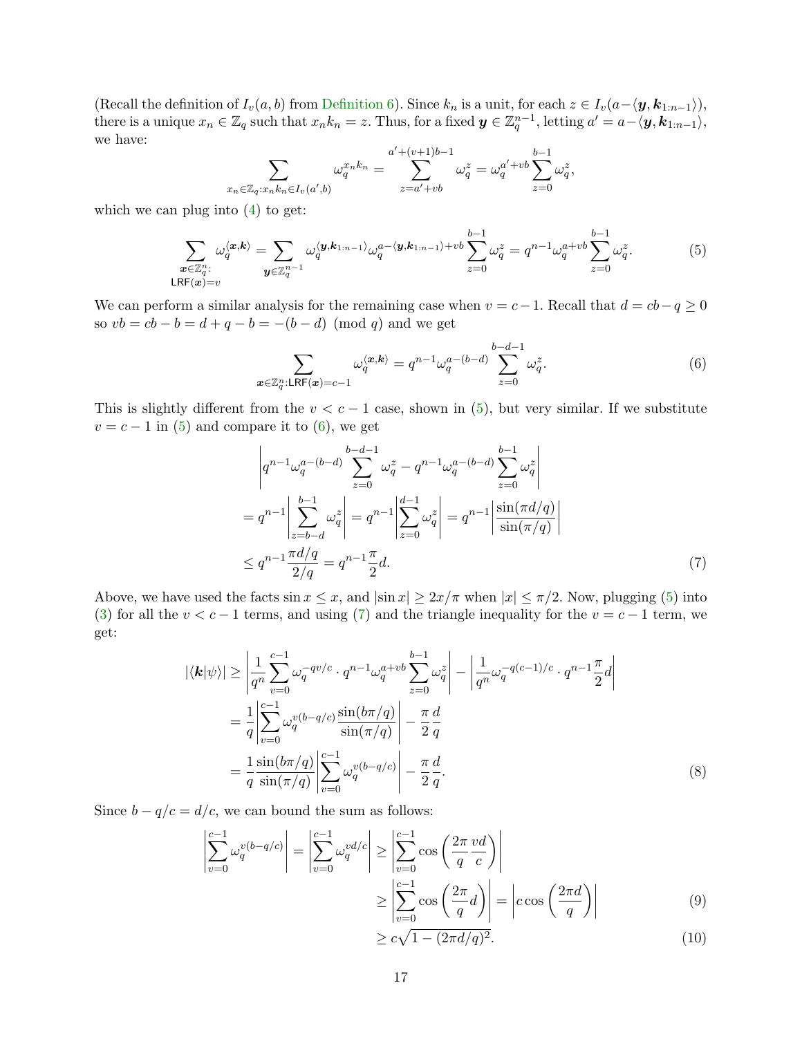(Recall the definition of $I_v(a,b)$ from Definition 6). Since $k_n$ is a unit, for each $z \in I_v(a - \langle \boldsymbol{y}, \boldsymbol{k}_{1:n-1}\rangle)$, there is a unique $x_n \in \mathbb{Z}_q$ such that $x_n k_n = z$. Thus, for a fixed $\boldsymbol{y} \in \mathbb{Z}_q^{n-1}$, letting $a' = a - \langle \boldsymbol{y}, \boldsymbol{k}_{1:n-1}\rangle$, we have:

$$\sum_{x_n \in \mathbb{Z}_q : x_n k_n \in I_v(a', b)} \omega_q^{x_n k_n} = \sum_{z = a' + vb}^{a' + (v+1)b - 1} \omega_q^z = \omega_q^{a' + vb} \sum_{z=0}^{b-1} \omega_q^z,$$

which we can plug into (4) to get:

$$\sum_{\substack{\boldsymbol{x} \in \mathbb{Z}_q^n : \\ \mathsf{LRF}(\boldsymbol{x}) = v}} \omega_q^{\langle \boldsymbol{x}, \boldsymbol{k} \rangle} = \sum_{\boldsymbol{y} \in \mathbb{Z}_q^{n-1}} \omega_q^{\langle \boldsymbol{y}, \boldsymbol{k}_{1:n-1}\rangle} \omega_q^{a - \langle \boldsymbol{y}, \boldsymbol{k}_{1:n-1}\rangle + vb} \sum_{z=0}^{b-1} \omega_q^z = q^{n-1} \omega_q^{a+vb} \sum_{z=0}^{b-1} \omega_q^z. \tag{5}$$

We can perform a similar analysis for the remaining case when $v = c-1$. Recall that $d = cb - q \geq 0$ so $vb = cb - b = d + q - b = -(b-d) \pmod{q}$ and we get

$$\sum_{\boldsymbol{x} \in \mathbb{Z}_q^n : \mathsf{LRF}(\boldsymbol{x}) = c-1} \omega_q^{\langle \boldsymbol{x}, \boldsymbol{k} \rangle} = q^{n-1} \omega_q^{a - (b-d)} \sum_{z=0}^{b-d-1} \omega_q^z. \tag{6}$$

This is slightly different from the $v < c-1$ case, shown in (5), but very similar. If we substitute $v = c-1$ in (5) and compare it to (6), we get

$$\begin{aligned}
&\left| q^{n-1} \omega_q^{a-(b-d)} \sum_{z=0}^{b-d-1} \omega_q^z - q^{n-1} \omega_q^{a-(b-d)} \sum_{z=0}^{b-1} \omega_q^z \right| \\
&= q^{n-1} \left| \sum_{z=b-d}^{b-1} \omega_q^z \right| = q^{n-1} \left| \sum_{z=0}^{d-1} \omega_q^z \right| = q^{n-1} \left| \frac{\sin(\pi d/q)}{\sin(\pi/q)} \right| \\
&\leq q^{n-1} \frac{\pi d/q}{2/q} = q^{n-1} \frac{\pi}{2} d.
\end{aligned} \tag{7}$$

Above, we have used the facts $\sin x \leq x$, and $|\sin x| \geq 2x/\pi$ when $|x| \leq \pi/2$. Now, plugging (5) into (3) for all the $v < c-1$ terms, and using (7) and the triangle inequality for the $v = c-1$ term, we get:

$$\begin{aligned}
|\langle \boldsymbol{k} | \psi \rangle| &\geq \left| \frac{1}{q^n} \sum_{v=0}^{c-1} \omega_q^{-qv/c} \cdot q^{n-1} \omega_q^{a+vb} \sum_{z=0}^{b-1} \omega_q^z \right| - \left| \frac{1}{q^n} \omega_q^{-q(c-1)/c} \cdot q^{n-1} \frac{\pi}{2} d \right| \\
&= \frac{1}{q} \left| \sum_{v=0}^{c-1} \omega_q^{v(b-q/c)} \frac{\sin(b\pi/q)}{\sin(\pi/q)} \right| - \frac{\pi}{2} \frac{d}{q} \\
&= \frac{1}{q} \frac{\sin(b\pi/q)}{\sin(\pi/q)} \left| \sum_{v=0}^{c-1} \omega_q^{v(b-q/c)} \right| - \frac{\pi}{2} \frac{d}{q}.
\end{aligned} \tag{8}$$

Since $b - q/c = d/c$, we can bound the sum as follows:

$$\begin{aligned}
\left| \sum_{v=0}^{c-1} \omega_q^{v(b-q/c)} \right| = \left| \sum_{v=0}^{c-1} \omega_q^{vd/c} \right| &\geq \left| \sum_{v=0}^{c-1} \cos\left( \frac{2\pi}{q} \frac{vd}{c} \right) \right| \\
&\geq \left| \sum_{v=0}^{c-1} \cos\left( \frac{2\pi}{q} d \right) \right| = \left| c \cos\left( \frac{2\pi d}{q} \right) \right| \qquad (9) \\
&\geq c\sqrt{1 - (2\pi d/q)^2}. \qquad (10)
\end{aligned}$$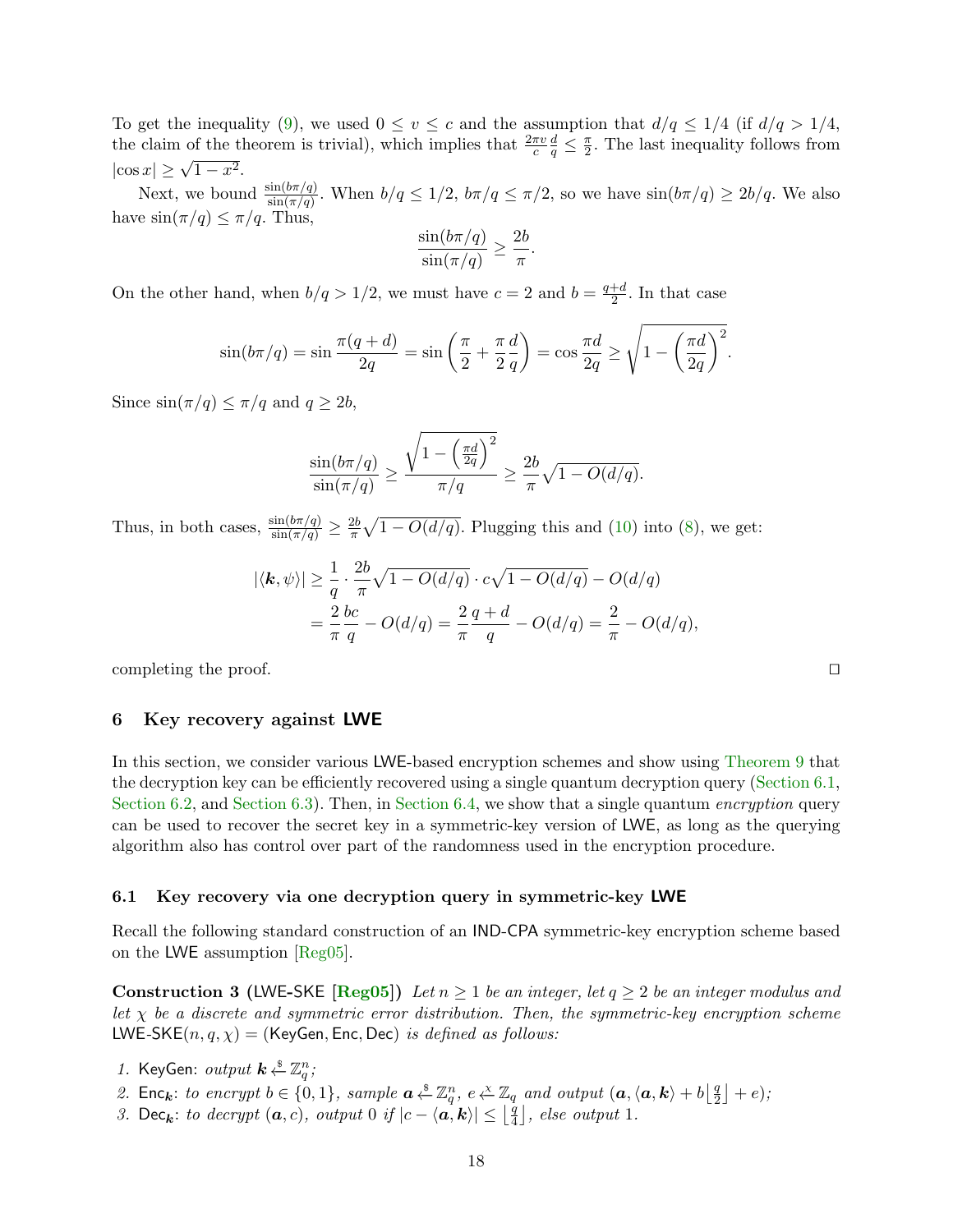To get the inequality (9), we used $0 \leq v \leq c$ and the assumption that $d/q \leq 1/4$ (if $d/q > 1/4$, the claim of the theorem is trivial), which implies that $\frac{2\pi v}{c}\frac{d}{q} \leq \frac{\pi}{2}$. The last inequality follows from $|\cos x| \geq \sqrt{1-x^2}$.

Next, we bound $\frac{\sin(b\pi/q)}{\sin(\pi/q)}$. When $b/q \leq 1/2$, $b\pi/q \leq \pi/2$, so we have $\sin(b\pi/q) \geq 2b/q$. We also have $\sin(\pi/q) \leq \pi/q$. Thus,

$$\frac{\sin(b\pi/q)}{\sin(\pi/q)} \geq \frac{2b}{\pi}.$$

On the other hand, when $b/q > 1/2$, we must have $c = 2$ and $b = \frac{q+d}{2}$. In that case

$$\sin(b\pi/q) = \sin\frac{\pi(q+d)}{2q} = \sin\left(\frac{\pi}{2} + \frac{\pi}{2}\frac{d}{q}\right) = \cos\frac{\pi d}{2q} \geq \sqrt{1 - \left(\frac{\pi d}{2q}\right)^2}.$$

Since $\sin(\pi/q) \leq \pi/q$ and $q \geq 2b$,

$$\frac{\sin(b\pi/q)}{\sin(\pi/q)} \geq \frac{\sqrt{1-\left(\frac{\pi d}{2q}\right)^2}}{\pi/q} \geq \frac{2b}{\pi}\sqrt{1 - O(d/q)}.$$

Thus, in both cases, $\frac{\sin(b\pi/q)}{\sin(\pi/q)} \geq \frac{2b}{\pi}\sqrt{1-O(d/q)}$. Plugging this and (10) into (8), we get:

$$\begin{aligned}
|\langle \boldsymbol{k}, \psi\rangle| &\geq \frac{1}{q}\cdot\frac{2b}{\pi}\sqrt{1-O(d/q)}\cdot c\sqrt{1-O(d/q)} - O(d/q) \\
&= \frac{2}{\pi}\frac{bc}{q} - O(d/q) = \frac{2}{\pi}\frac{q+d}{q} - O(d/q) = \frac{2}{\pi} - O(d/q),
\end{aligned}$$

completing the proof. ◻

## 6 Key recovery against LWE

In this section, we consider various LWE-based encryption schemes and show using Theorem 9 that the decryption key can be efficiently recovered using a single quantum decryption query (Section 6.1, Section 6.2, and Section 6.3). Then, in Section 6.4, we show that a single quantum *encryption* query can be used to recover the secret key in a symmetric-key version of LWE, as long as the querying algorithm also has control over part of the randomness used in the encryption procedure.

### 6.1 Key recovery via one decryption query in symmetric-key LWE

Recall the following standard construction of an IND-CPA symmetric-key encryption scheme based on the LWE assumption [Reg05].

**Construction 3** (LWE-SKE [**Reg05**]) *Let $n \geq 1$ be an integer, let $q \geq 2$ be an integer modulus and let $\chi$ be a discrete and symmetric error distribution. Then, the symmetric-key encryption scheme* $\mathsf{LWE\text{-}SKE}(n, q, \chi) = (\mathsf{KeyGen}, \mathsf{Enc}, \mathsf{Dec})$ *is defined as follows:*

1. $\mathsf{KeyGen}$: *output* $\boldsymbol{k} \xleftarrow{\$} \mathbb{Z}_q^n$;
2. $\mathsf{Enc}_{\boldsymbol{k}}$: *to encrypt* $b \in \{0,1\}$, *sample* $\boldsymbol{a} \xleftarrow{\$} \mathbb{Z}_q^n$, $e \xleftarrow{\chi} \mathbb{Z}_q$ *and output* $(\boldsymbol{a}, \langle \boldsymbol{a}, \boldsymbol{k}\rangle + b\lfloor \frac{q}{2} \rfloor + e)$;
3. $\mathsf{Dec}_{\boldsymbol{k}}$: *to decrypt* $(\boldsymbol{a}, c)$, *output* 0 *if* $|c - \langle \boldsymbol{a}, \boldsymbol{k}\rangle| \leq \lfloor \frac{q}{4} \rfloor$, *else output* 1.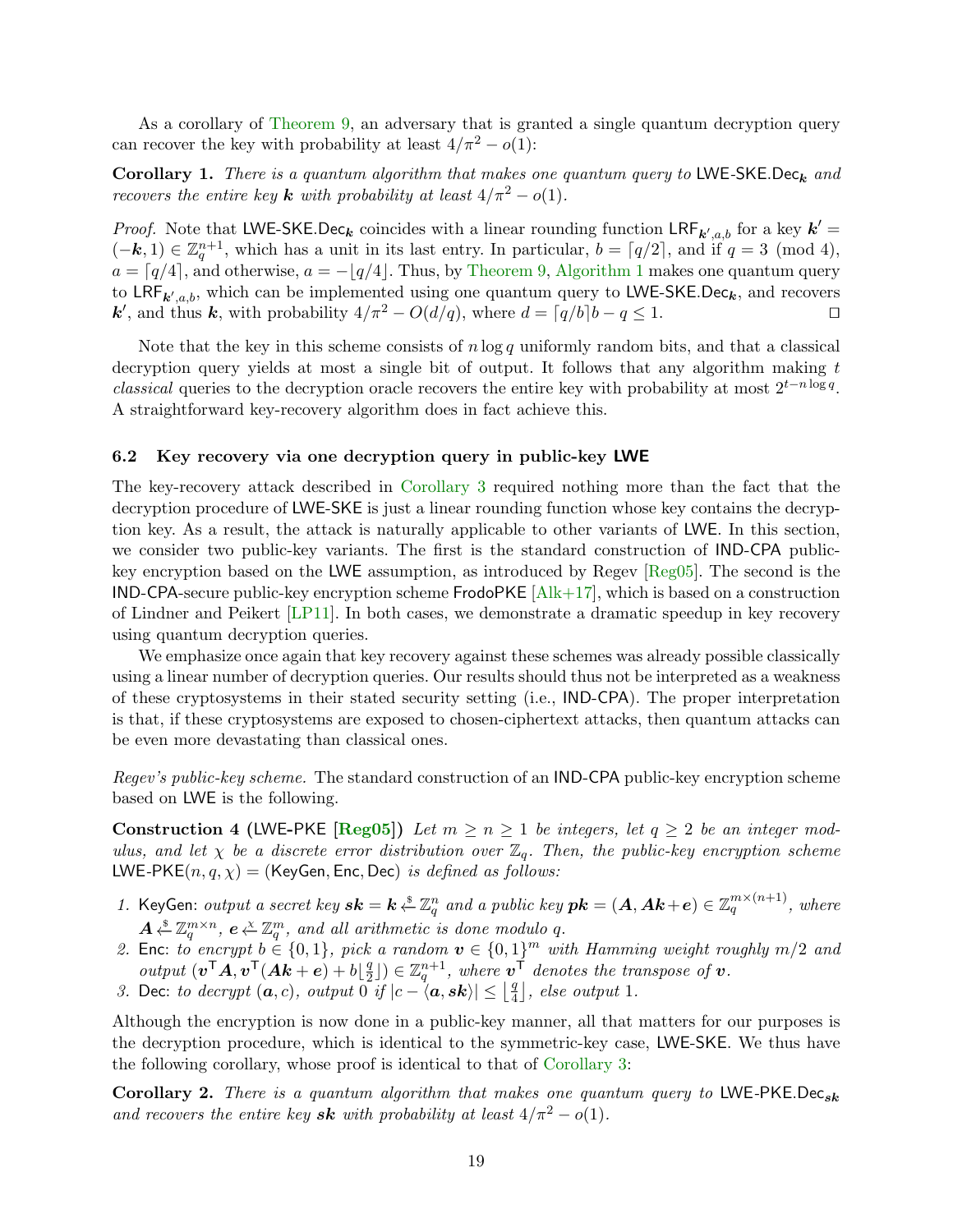As a corollary of Theorem 9, an adversary that is granted a single quantum decryption query can recover the key with probability at least $4/\pi^2 - o(1)$:

**Corollary 1.** *There is a quantum algorithm that makes one quantum query to* $\mathsf{LWE\text{-}SKE.Dec}_{\boldsymbol{k}}$ *and recovers the entire key* $\boldsymbol{k}$ *with probability at least* $4/\pi^2 - o(1)$.

*Proof.* Note that $\mathsf{LWE\text{-}SKE.Dec}_{\boldsymbol{k}}$ coincides with a linear rounding function $\mathsf{LRF}_{\boldsymbol{k}',a,b}$ for a key $\boldsymbol{k}' = (-\boldsymbol{k}, 1) \in \mathbb{Z}_q^{n+1}$, which has a unit in its last entry. In particular, $b = \lceil q/2 \rceil$, and if $q = 3 \pmod 4$, $a = \lceil q/4 \rceil$, and otherwise, $a = -\lfloor q/4 \rfloor$. Thus, by Theorem 9, Algorithm 1 makes one quantum query to $\mathsf{LRF}_{\boldsymbol{k}',a,b}$, which can be implemented using one quantum query to $\mathsf{LWE\text{-}SKE.Dec}_{\boldsymbol{k}}$, and recovers $\boldsymbol{k}'$, and thus $\boldsymbol{k}$, with probability $4/\pi^2 - O(d/q)$, where $d = \lceil q/b \rceil b - q \leq 1$. $\square$

Note that the key in this scheme consists of $n \log q$ uniformly random bits, and that a classical decryption query yields at most a single bit of output. It follows that any algorithm making $t$ *classical* queries to the decryption oracle recovers the entire key with probability at most $2^{t - n \log q}$. A straightforward key-recovery algorithm does in fact achieve this.

### 6.2 Key recovery via one decryption query in public-key LWE

The key-recovery attack described in Corollary 3 required nothing more than the fact that the decryption procedure of LWE-SKE is just a linear rounding function whose key contains the decryption key. As a result, the attack is naturally applicable to other variants of LWE. In this section, we consider two public-key variants. The first is the standard construction of IND-CPA public-key encryption based on the LWE assumption, as introduced by Regev [Reg05]. The second is the IND-CPA-secure public-key encryption scheme FrodoPKE [Alk+17], which is based on a construction of Lindner and Peikert [LP11]. In both cases, we demonstrate a dramatic speedup in key recovery using quantum decryption queries.

We emphasize once again that key recovery against these schemes was already possible classically using a linear number of decryption queries. Our results should thus not be interpreted as a weakness of these cryptosystems in their stated security setting (i.e., IND-CPA). The proper interpretation is that, if these cryptosystems are exposed to chosen-ciphertext attacks, then quantum attacks can be even more devastating than classical ones.

*Regev's public-key scheme.* The standard construction of an IND-CPA public-key encryption scheme based on LWE is the following.

**Construction 4** (LWE-PKE [**Reg05**]) *Let $m \geq n \geq 1$ be integers, let $q \geq 2$ be an integer modulus, and let $\chi$ be a discrete error distribution over $\mathbb{Z}_q$. Then, the public-key encryption scheme* $\mathsf{LWE\text{-}PKE}(n, q, \chi) = (\mathsf{KeyGen}, \mathsf{Enc}, \mathsf{Dec})$ *is defined as follows:*

1. $\mathsf{KeyGen}$: *output a secret key* $\boldsymbol{sk} = \boldsymbol{k} \xleftarrow{\$} \mathbb{Z}_q^n$ *and a public key* $\boldsymbol{pk} = (\boldsymbol{A}, \boldsymbol{A}\boldsymbol{k} + \boldsymbol{e}) \in \mathbb{Z}_q^{m \times (n+1)}$*, where* $\boldsymbol{A} \xleftarrow{\$} \mathbb{Z}_q^{m \times n}$, $\boldsymbol{e} \xleftarrow{\chi} \mathbb{Z}_q^m$*, and all arithmetic is done modulo $q$.*
2. $\mathsf{Enc}$: *to encrypt $b \in \{0,1\}$, pick a random $\boldsymbol{v} \in \{0,1\}^m$ with Hamming weight roughly $m/2$ and output* $(\boldsymbol{v}^\mathsf{T}\boldsymbol{A}, \boldsymbol{v}^\mathsf{T}(\boldsymbol{A}\boldsymbol{k} + \boldsymbol{e}) + b\lfloor \frac{q}{2} \rfloor) \in \mathbb{Z}_q^{n+1}$*, where* $\boldsymbol{v}^\mathsf{T}$ *denotes the transpose of* $\boldsymbol{v}$.
3. $\mathsf{Dec}$: *to decrypt $(\boldsymbol{a}, c)$, output $0$ if* $|c - \langle \boldsymbol{a}, \boldsymbol{sk} \rangle| \leq \lfloor \frac{q}{4} \rfloor$*, else output $1$.*

Although the encryption is now done in a public-key manner, all that matters for our purposes is the decryption procedure, which is identical to the symmetric-key case, LWE-SKE. We thus have the following corollary, whose proof is identical to that of Corollary 3:

**Corollary 2.** *There is a quantum algorithm that makes one quantum query to* $\mathsf{LWE\text{-}PKE.Dec}_{\boldsymbol{sk}}$ *and recovers the entire key* $\boldsymbol{sk}$ *with probability at least* $4/\pi^2 - o(1)$.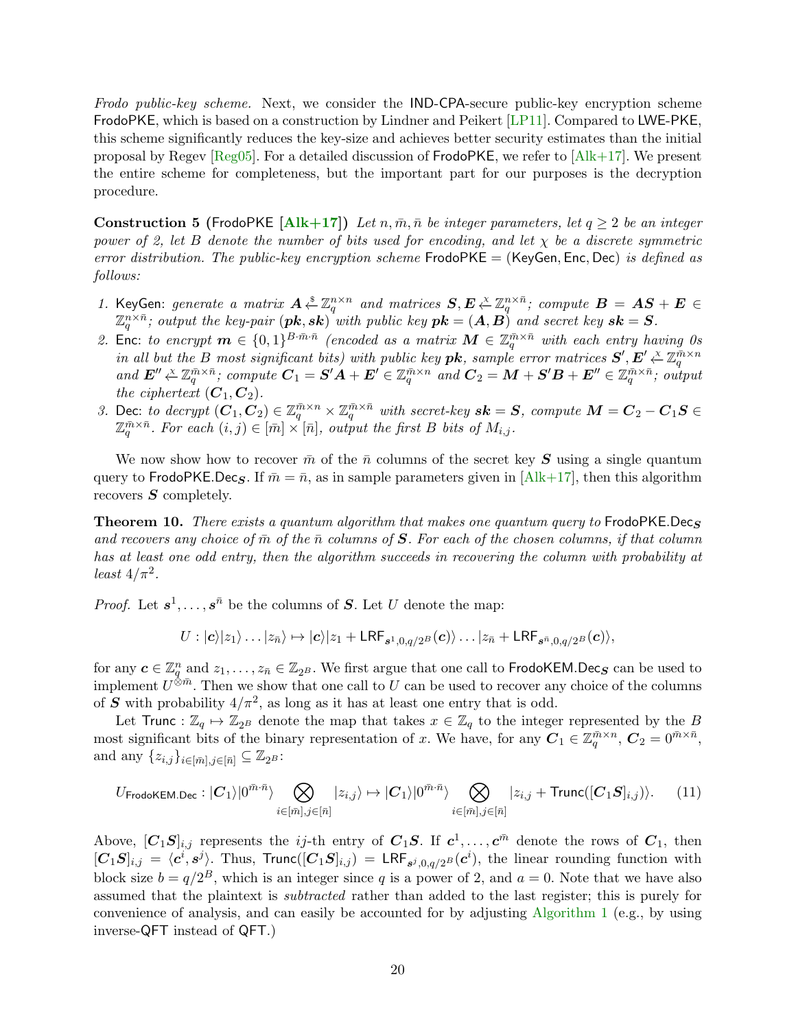*Frodo public-key scheme.* Next, we consider the IND-CPA-secure public-key encryption scheme FrodoPKE, which is based on a construction by Lindner and Peikert [LP11]. Compared to LWE-PKE, this scheme significantly reduces the key-size and achieves better security estimates than the initial proposal by Regev [Reg05]. For a detailed discussion of FrodoPKE, we refer to [Alk+17]. We present the entire scheme for completeness, but the important part for our purposes is the decryption procedure.

**Construction 5** (FrodoPKE [**Alk+17**]) *Let $n, \bar{m}, \bar{n}$ be integer parameters, let $q \geq 2$ be an integer power of 2, let $B$ denote the number of bits used for encoding, and let $\chi$ be a discrete symmetric error distribution. The public-key encryption scheme* FrodoPKE = (KeyGen, Enc, Dec) *is defined as follows:*

1. KeyGen: *generate a matrix $\boldsymbol{A} \xleftarrow{\$} \mathbb{Z}_q^{n\times n}$ and matrices $\boldsymbol{S}, \boldsymbol{E} \xleftarrow{\chi} \mathbb{Z}_q^{n\times \bar{n}}$; compute $\boldsymbol{B} = \boldsymbol{A}\boldsymbol{S} + \boldsymbol{E} \in \mathbb{Z}_q^{n\times \bar{n}}$; output the key-pair $(\boldsymbol{pk}, \boldsymbol{sk})$ with public key $\boldsymbol{pk} = (\boldsymbol{A}, \boldsymbol{B})$ and secret key $\boldsymbol{sk} = \boldsymbol{S}$.*
2. Enc: *to encrypt $\boldsymbol{m} \in \{0,1\}^{B\cdot\bar{m}\cdot\bar{n}}$ (encoded as a matrix $\boldsymbol{M} \in \mathbb{Z}_q^{\bar{m}\times\bar{n}}$ with each entry having 0s in all but the $B$ most significant bits) with public key $\boldsymbol{pk}$, sample error matrices $\boldsymbol{S}', \boldsymbol{E}' \xleftarrow{\chi} \mathbb{Z}_q^{\bar{m}\times n}$ and $\boldsymbol{E}'' \xleftarrow{\chi} \mathbb{Z}_q^{\bar{m}\times\bar{n}}$; compute $\boldsymbol{C}_1 = \boldsymbol{S}'\boldsymbol{A} + \boldsymbol{E}' \in \mathbb{Z}_q^{\bar{m}\times n}$ and $\boldsymbol{C}_2 = \boldsymbol{M} + \boldsymbol{S}'\boldsymbol{B} + \boldsymbol{E}'' \in \mathbb{Z}_q^{\bar{m}\times\bar{n}}$; output the ciphertext $(\boldsymbol{C}_1, \boldsymbol{C}_2)$.*
3. Dec: *to decrypt $(\boldsymbol{C}_1, \boldsymbol{C}_2) \in \mathbb{Z}_q^{\bar{m}\times n} \times \mathbb{Z}_q^{\bar{m}\times\bar{n}}$ with secret-key $\boldsymbol{sk} = \boldsymbol{S}$, compute $\boldsymbol{M} = \boldsymbol{C}_2 - \boldsymbol{C}_1\boldsymbol{S} \in \mathbb{Z}_q^{\bar{m}\times\bar{n}}$. For each $(i,j) \in [\bar{m}]\times[\bar{n}]$, output the first $B$ bits of $M_{i,j}$.*

We now show how to recover $\bar{m}$ of the $\bar{n}$ columns of the secret key $\boldsymbol{S}$ using a single quantum query to FrodoPKE.Dec$_{\boldsymbol{S}}$. If $\bar{m} = \bar{n}$, as in sample parameters given in [Alk+17], then this algorithm recovers $\boldsymbol{S}$ completely.

**Theorem 10.** *There exists a quantum algorithm that makes one quantum query to* FrodoPKE.Dec$_{\boldsymbol{S}}$ *and recovers any choice of $\bar{m}$ of the $\bar{n}$ columns of $\boldsymbol{S}$. For each of the chosen columns, if that column has at least one odd entry, then the algorithm succeeds in recovering the column with probability at least $4/\pi^2$.*

*Proof.* Let $\boldsymbol{s}^1, \ldots, \boldsymbol{s}^{\bar{n}}$ be the columns of $\boldsymbol{S}$. Let $U$ denote the map:

$$U : |\boldsymbol{c}\rangle|z_1\rangle\ldots|z_{\bar{n}}\rangle \mapsto |\boldsymbol{c}\rangle|z_1 + \mathsf{LRF}_{\boldsymbol{s}^1,0,q/2^B}(\boldsymbol{c})\rangle\ldots|z_{\bar{n}} + \mathsf{LRF}_{\boldsymbol{s}^{\bar{n}},0,q/2^B}(\boldsymbol{c})\rangle,$$

for any $\boldsymbol{c} \in \mathbb{Z}_q^n$ and $z_1, \ldots, z_{\bar{n}} \in \mathbb{Z}_{2^B}$. We first argue that one call to FrodoKEM.Dec$_{\boldsymbol{S}}$ can be used to implement $U^{\otimes\bar{m}}$. Then we show that one call to $U$ can be used to recover any choice of the columns of $\boldsymbol{S}$ with probability $4/\pi^2$, as long as it has at least one entry that is odd.

Let $\mathsf{Trunc} : \mathbb{Z}_q \mapsto \mathbb{Z}_{2^B}$ denote the map that takes $x \in \mathbb{Z}_q$ to the integer represented by the $B$ most significant bits of the binary representation of $x$. We have, for any $\boldsymbol{C}_1 \in \mathbb{Z}_q^{\bar{m}\times n}$, $\boldsymbol{C}_2 = 0^{\bar{m}\times\bar{n}}$, and any $\{z_{i,j}\}_{i\in[\bar{m}],j\in[\bar{n}]} \subseteq \mathbb{Z}_{2^B}$:

$$U_{\mathsf{FrodoKEM.Dec}} : |\boldsymbol{C}_1\rangle|0^{\bar{m}\cdot\bar{n}}\rangle \bigotimes_{i\in[\bar{m}],j\in[\bar{n}]} |z_{i,j}\rangle \mapsto |\boldsymbol{C}_1\rangle|0^{\bar{m}\cdot\bar{n}}\rangle \bigotimes_{i\in[\bar{m}],j\in[\bar{n}]} |z_{i,j} + \mathsf{Trunc}([\boldsymbol{C}_1\boldsymbol{S}]_{i,j})\rangle. \tag{11}$$

Above, $[\boldsymbol{C}_1\boldsymbol{S}]_{i,j}$ represents the $ij$-th entry of $\boldsymbol{C}_1\boldsymbol{S}$. If $\boldsymbol{c}^1, \ldots, \boldsymbol{c}^{\bar{m}}$ denote the rows of $\boldsymbol{C}_1$, then $[\boldsymbol{C}_1\boldsymbol{S}]_{i,j} = \langle\boldsymbol{c}^i, \boldsymbol{s}^j\rangle$. Thus, $\mathsf{Trunc}([\boldsymbol{C}_1\boldsymbol{S}]_{i,j}) = \mathsf{LRF}_{\boldsymbol{s}^j,0,q/2^B}(\boldsymbol{c}^i)$, the linear rounding function with block size $b = q/2^B$, which is an integer since $q$ is a power of 2, and $a = 0$. Note that we have also assumed that the plaintext is *subtracted* rather than added to the last register; this is purely for convenience of analysis, and can easily be accounted for by adjusting Algorithm 1 (e.g., by using inverse-QFT instead of QFT.)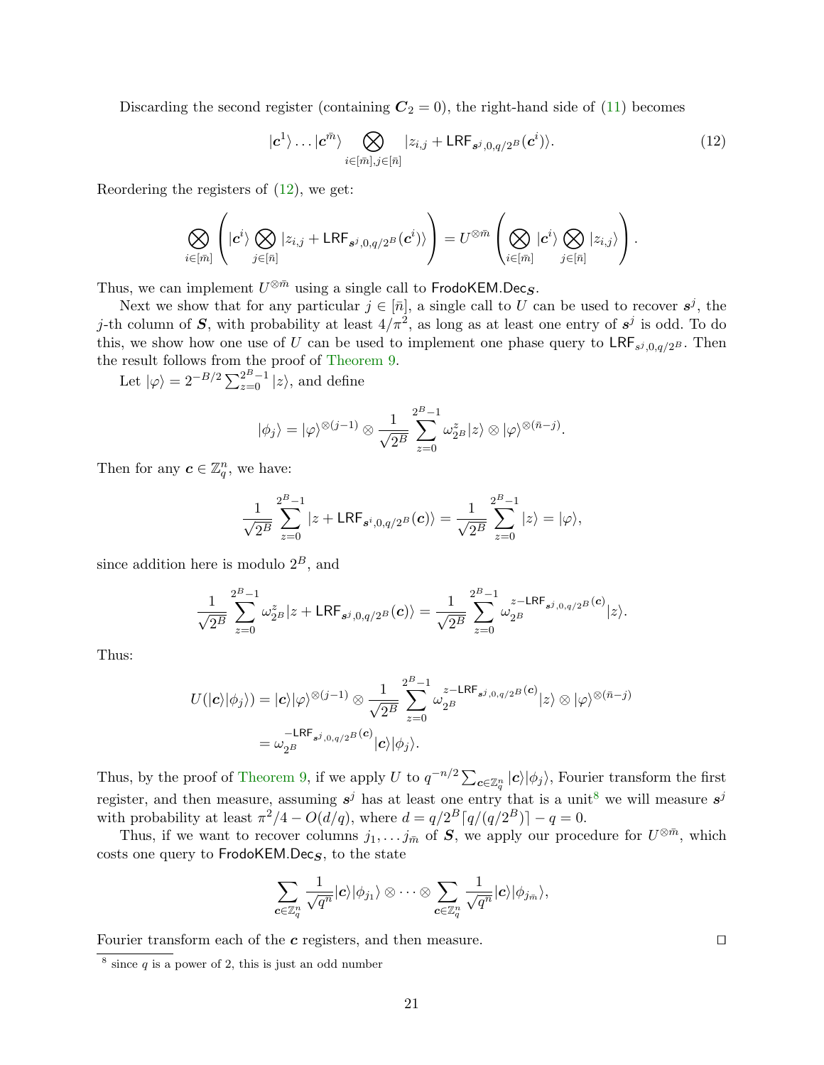Discarding the second register (containing $\boldsymbol{C}_2 = 0$), the right-hand side of (11) becomes

$$|\boldsymbol{c}^1\rangle \dots |\boldsymbol{c}^{\bar{m}}\rangle \bigotimes_{i\in[\bar{m}], j\in[\bar{n}]} |z_{i,j} + \mathsf{LRF}_{\boldsymbol{s}^j,0,q/2^B}(\boldsymbol{c}^i)\rangle. \tag{12}$$

Reordering the registers of (12), we get:

$$\bigotimes_{i\in[\bar{m}]} \left( |\boldsymbol{c}^i\rangle \bigotimes_{j\in[\bar{n}]} |z_{i,j} + \mathsf{LRF}_{\boldsymbol{s}^j,0,q/2^B}(\boldsymbol{c}^i)\rangle \right) = U^{\otimes \bar{m}} \left( \bigotimes_{i\in[\bar{m}]} |\boldsymbol{c}^i\rangle \bigotimes_{j\in[\bar{n}]} |z_{i,j}\rangle \right).$$

Thus, we can implement $U^{\otimes \bar{m}}$ using a single call to $\mathsf{FrodoKEM.Dec}_{\boldsymbol{S}}$.

Next we show that for any particular $j \in [\bar{n}]$, a single call to $U$ can be used to recover $\boldsymbol{s}^j$, the $j$-th column of $\boldsymbol{S}$, with probability at least $4/\pi^2$, as long as at least one entry of $\boldsymbol{s}^j$ is odd. To do this, we show how one use of $U$ can be used to implement one phase query to $\mathsf{LRF}_{s^j,0,q/2^B}$. Then the result follows from the proof of Theorem 9.

Let $|\varphi\rangle = 2^{-B/2} \sum_{z=0}^{2^B-1} |z\rangle$, and define

$$|\phi_j\rangle = |\varphi\rangle^{\otimes (j-1)} \otimes \frac{1}{\sqrt{2^B}} \sum_{z=0}^{2^B-1} \omega_{2^B}^z |z\rangle \otimes |\varphi\rangle^{\otimes (\bar{n}-j)}.$$

Then for any $\boldsymbol{c} \in \mathbb{Z}_q^n$, we have:

$$\frac{1}{\sqrt{2^B}} \sum_{z=0}^{2^B-1} |z + \mathsf{LRF}_{\boldsymbol{s}^i,0,q/2^B}(\boldsymbol{c})\rangle = \frac{1}{\sqrt{2^B}} \sum_{z=0}^{2^B-1} |z\rangle = |\varphi\rangle,$$

since addition here is modulo $2^B$, and

$$\frac{1}{\sqrt{2^B}} \sum_{z=0}^{2^B-1} \omega_{2^B}^z |z + \mathsf{LRF}_{\boldsymbol{s}^j,0,q/2^B}(\boldsymbol{c})\rangle = \frac{1}{\sqrt{2^B}} \sum_{z=0}^{2^B-1} \omega_{2^B}^{z-\mathsf{LRF}_{\boldsymbol{s}^j,0,q/2^B}(\boldsymbol{c})} |z\rangle.$$

Thus:

$$\begin{aligned}
U(|\boldsymbol{c}\rangle|\phi_j\rangle) &= |\boldsymbol{c}\rangle|\varphi\rangle^{\otimes(j-1)} \otimes \frac{1}{\sqrt{2^B}} \sum_{z=0}^{2^B-1} \omega_{2^B}^{z-\mathsf{LRF}_{\boldsymbol{s}^j,0,q/2^B}(\boldsymbol{c})} |z\rangle \otimes |\varphi\rangle^{\otimes(\bar{n}-j)} \\
&= \omega_{2^B}^{-\mathsf{LRF}_{\boldsymbol{s}^j,0,q/2^B}(\boldsymbol{c})} |\boldsymbol{c}\rangle|\phi_j\rangle.
\end{aligned}$$

Thus, by the proof of Theorem 9, if we apply $U$ to $q^{-n/2} \sum_{\boldsymbol{c}\in\mathbb{Z}_q^n} |\boldsymbol{c}\rangle|\phi_j\rangle$, Fourier transform the first register, and then measure, assuming $\boldsymbol{s}^j$ has at least one entry that is a unit[8] we will measure $\boldsymbol{s}^j$ with probability at least $\pi^2/4 - O(d/q)$, where $d = q/2^B\lceil q/(q/2^B)\rceil - q = 0$.

Thus, if we want to recover columns $j_1, \dots j_{\bar{m}}$ of $\boldsymbol{S}$, we apply our procedure for $U^{\otimes \bar{m}}$, which costs one query to $\mathsf{FrodoKEM.Dec}_{\boldsymbol{S}}$, to the state

$$\sum_{\boldsymbol{c}\in\mathbb{Z}_q^n} \frac{1}{\sqrt{q^n}} |\boldsymbol{c}\rangle|\phi_{j_1}\rangle \otimes \cdots \otimes \sum_{\boldsymbol{c}\in\mathbb{Z}_q^n} \frac{1}{\sqrt{q^n}} |\boldsymbol{c}\rangle|\phi_{j_{\bar{m}}}\rangle,$$

Fourier transform each of the $\boldsymbol{c}$ registers, and then measure. $\square$

[8] since $q$ is a power of 2, this is just an odd number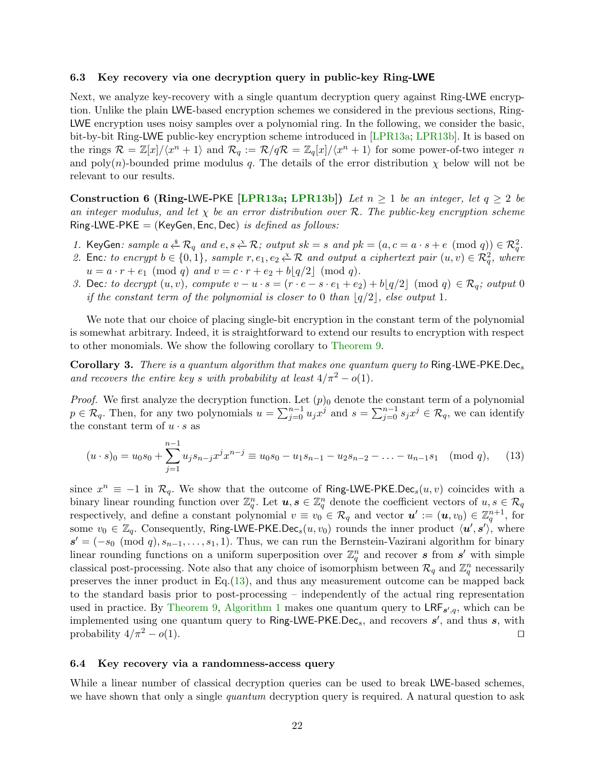### 6.3 Key recovery via one decryption query in public-key Ring-LWE

Next, we analyze key-recovery with a single quantum decryption query against Ring-LWE encryption. Unlike the plain LWE-based encryption schemes we considered in the previous sections, Ring-LWE encryption uses noisy samples over a polynomial ring. In the following, we consider the basic, bit-by-bit Ring-LWE public-key encryption scheme introduced in [LPR13a; LPR13b]. It is based on the rings $\mathcal{R} = \mathbb{Z}[x]/\langle x^n + 1\rangle$ and $\mathcal{R}_q := \mathcal{R}/q\mathcal{R} = \mathbb{Z}_q[x]/\langle x^n + 1\rangle$ for some power-of-two integer $n$ and poly($n$)-bounded prime modulus $q$. The details of the error distribution $\chi$ below will not be relevant to our results.

**Construction 6 (Ring-LWE-PKE [LPR13a; LPR13b])** *Let $n \geq 1$ be an integer, let $q \geq 2$ be an integer modulus, and let $\chi$ be an error distribution over $\mathcal{R}$. The public-key encryption scheme* Ring-LWE-PKE = (KeyGen, Enc, Dec) *is defined as follows:*

1. KeyGen*: sample $a \xleftarrow{\$} \mathcal{R}_q$ and $e, s \xleftarrow{\chi} \mathcal{R}$; output $sk = s$ and $pk = (a, c = a \cdot s + e \pmod q) \in \mathcal{R}_q^2$.*
2. Enc*: to encrypt $b \in \{0, 1\}$, sample $r, e_1, e_2 \xleftarrow{\chi} \mathcal{R}$ and output a ciphertext pair $(u, v) \in \mathcal{R}_q^2$, where $u = a \cdot r + e_1 \pmod q$ and $v = c \cdot r + e_2 + b\lfloor q/2 \rfloor \pmod q$.*
3. Dec*: to decrypt $(u, v)$, compute $v - u \cdot s = (r \cdot e - s \cdot e_1 + e_2) + b\lfloor q/2 \rfloor \pmod q \in \mathcal{R}_q$; output 0 if the constant term of the polynomial is closer to 0 than $\lfloor q/2 \rfloor$, else output 1.*

We note that our choice of placing single-bit encryption in the constant term of the polynomial is somewhat arbitrary. Indeed, it is straightforward to extend our results to encryption with respect to other monomials. We show the following corollary to Theorem 9.

**Corollary 3.** *There is a quantum algorithm that makes one quantum query to* $\text{Ring-LWE-PKE.Dec}_s$ *and recovers the entire key $s$ with probability at least $4/\pi^2 - o(1)$.*

*Proof.* We first analyze the decryption function. Let $(p)_0$ denote the constant term of a polynomial $p \in \mathcal{R}_q$. Then, for any two polynomials $u = \sum_{j=0}^{n-1} u_j x^j$ and $s = \sum_{j=0}^{n-1} s_j x^j \in \mathcal{R}_q$, we can identify the constant term of $u \cdot s$ as

$$(u \cdot s)_0 = u_0 s_0 + \sum_{j=1}^{n-1} u_j s_{n-j} x^j x^{n-j} \equiv u_0 s_0 - u_1 s_{n-1} - u_2 s_{n-2} - \ldots - u_{n-1} s_1 \pmod q, \qquad (13)$$

since $x^n \equiv -1$ in $\mathcal{R}_q$. We show that the outcome of $\text{Ring-LWE-PKE.Dec}_s(u, v)$ coincides with a binary linear rounding function over $\mathbb{Z}_q^n$. Let $\boldsymbol{u}, \boldsymbol{s} \in \mathbb{Z}_q^n$ denote the coefficient vectors of $u, s \in \mathcal{R}_q$ respectively, and define a constant polynomial $v \equiv v_0 \in \mathcal{R}_q$ and vector $\boldsymbol{u}' := (\boldsymbol{u}, v_0) \in \mathbb{Z}_q^{n+1}$, for some $v_0 \in \mathbb{Z}_q$. Consequently, $\text{Ring-LWE-PKE.Dec}_s(u, v_0)$ rounds the inner product $\langle \boldsymbol{u}', \boldsymbol{s}' \rangle$, where $\boldsymbol{s}' = (-s_0 \pmod q, s_{n-1}, \ldots, s_1, 1)$. Thus, we can run the Bernstein-Vazirani algorithm for binary linear rounding functions on a uniform superposition over $\mathbb{Z}_q^n$ and recover $\boldsymbol{s}$ from $\boldsymbol{s}'$ with simple classical post-processing. Note also that any choice of isomorphism between $\mathcal{R}_q$ and $\mathbb{Z}_q^n$ necessarily preserves the inner product in Eq.(13), and thus any measurement outcome can be mapped back to the standard basis prior to post-processing – independently of the actual ring representation used in practice. By Theorem 9, Algorithm 1 makes one quantum query to $\text{LRF}_{\boldsymbol{s}',q}$, which can be implemented using one quantum query to $\text{Ring-LWE-PKE.Dec}_s$, and recovers $\boldsymbol{s}'$, and thus $\boldsymbol{s}$, with probability $4/\pi^2 - o(1)$. ☐

### 6.4 Key recovery via a randomness-access query

While a linear number of classical decryption queries can be used to break LWE-based schemes, we have shown that only a single *quantum* decryption query is required. A natural question to ask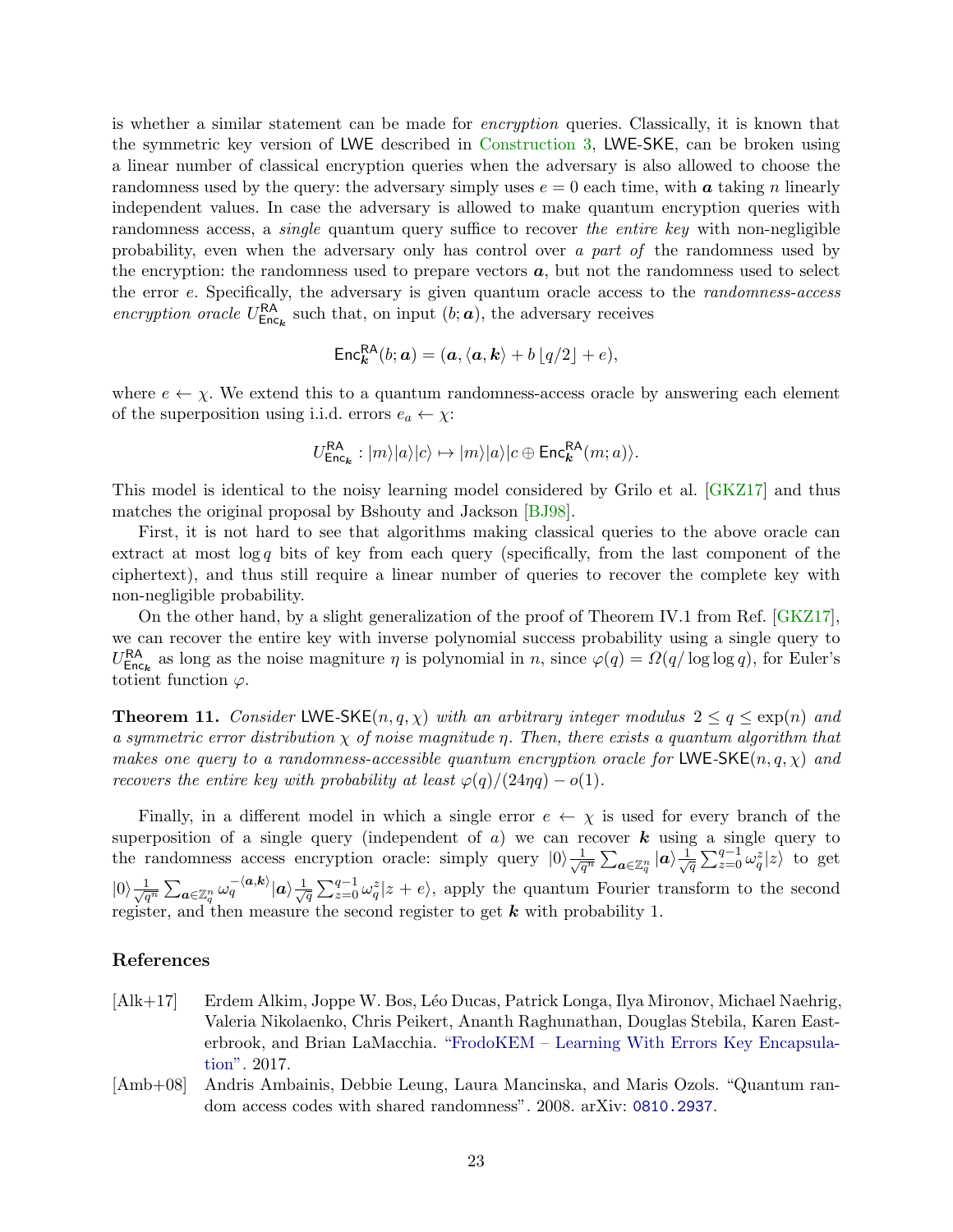is whether a similar statement can be made for *encryption* queries. Classically, it is known that the symmetric key version of LWE described in Construction 3, LWE-SKE, can be broken using a linear number of classical encryption queries when the adversary is also allowed to choose the randomness used by the query: the adversary simply uses $e = 0$ each time, with $\boldsymbol{a}$ taking $n$ linearly independent values. In case the adversary is allowed to make quantum encryption queries with randomness access, a *single* quantum query suffice to recover *the entire key* with non-negligible probability, even when the adversary only has control over *a part of* the randomness used by the encryption: the randomness used to prepare vectors $\boldsymbol{a}$, but not the randomness used to select the error $e$. Specifically, the adversary is given quantum oracle access to the *randomness-access encryption oracle* $U^{\mathsf{RA}}_{\mathsf{Enc}_{\boldsymbol{k}}}$ such that, on input $(b; \boldsymbol{a})$, the adversary receives

$$\mathsf{Enc}^{\mathsf{RA}}_{\boldsymbol{k}}(b; \boldsymbol{a}) = (\boldsymbol{a}, \langle \boldsymbol{a}, \boldsymbol{k} \rangle + b \lfloor q/2 \rfloor + e),$$

where $e \leftarrow \chi$. We extend this to a quantum randomness-access oracle by answering each element of the superposition using i.i.d. errors $e_a \leftarrow \chi$:

$$U^{\mathsf{RA}}_{\mathsf{Enc}_{\boldsymbol{k}}} : |m\rangle|a\rangle|c\rangle \mapsto |m\rangle|a\rangle|c \oplus \mathsf{Enc}^{\mathsf{RA}}_{\boldsymbol{k}}(m; a)\rangle.$$

This model is identical to the noisy learning model considered by Grilo et al. [GKZ17] and thus matches the original proposal by Bshouty and Jackson [BJ98].

First, it is not hard to see that algorithms making classical queries to the above oracle can extract at most $\log q$ bits of key from each query (specifically, from the last component of the ciphertext), and thus still require a linear number of queries to recover the complete key with non-negligible probability.

On the other hand, by a slight generalization of the proof of Theorem IV.1 from Ref. [GKZ17], we can recover the entire key with inverse polynomial success probability using a single query to $U^{\mathsf{RA}}_{\mathsf{Enc}_{\boldsymbol{k}}}$ as long as the noise magniture $\eta$ is polynomial in $n$, since $\varphi(q) = \Omega(q/\log\log q)$, for Euler's totient function $\varphi$.

**Theorem 11.** *Consider* LWE-SKE$(n, q, \chi)$ *with an arbitrary integer modulus* $2 \le q \le \exp(n)$ *and a symmetric error distribution* $\chi$ *of noise magnitude* $\eta$*. Then, there exists a quantum algorithm that makes one query to a randomness-accessible quantum encryption oracle for* LWE-SKE$(n, q, \chi)$ *and recovers the entire key with probability at least* $\varphi(q)/(24\eta q) - o(1)$*.*

Finally, in a different model in which a single error $e \leftarrow \chi$ is used for every branch of the superposition of a single query (independent of $a$) we can recover $\boldsymbol{k}$ using a single query to the randomness access encryption oracle: simply query $|0\rangle \frac{1}{\sqrt{q^n}} \sum_{\boldsymbol{a} \in \mathbb{Z}_q^n} |\boldsymbol{a}\rangle \frac{1}{\sqrt{q}} \sum_{z=0}^{q-1} \omega_q^z |z\rangle$ to get $|0\rangle \frac{1}{\sqrt{q^n}} \sum_{\boldsymbol{a} \in \mathbb{Z}_q^n} \omega_q^{-\langle \boldsymbol{a}, \boldsymbol{k} \rangle} |\boldsymbol{a}\rangle \frac{1}{\sqrt{q}} \sum_{z=0}^{q-1} \omega_q^z |z + e\rangle$, apply the quantum Fourier transform to the second register, and then measure the second register to get $\boldsymbol{k}$ with probability 1.

## References

[Alk+17] Erdem Alkim, Joppe W. Bos, Léo Ducas, Patrick Longa, Ilya Mironov, Michael Naehrig, Valeria Nikolaenko, Chris Peikert, Ananth Raghunathan, Douglas Stebila, Karen Easterbrook, and Brian LaMacchia. "FrodoKEM – Learning With Errors Key Encapsulation". 2017.

[Amb+08] Andris Ambainis, Debbie Leung, Laura Mancinska, and Maris Ozols. "Quantum random access codes with shared randomness". 2008. arXiv: 0810.2937.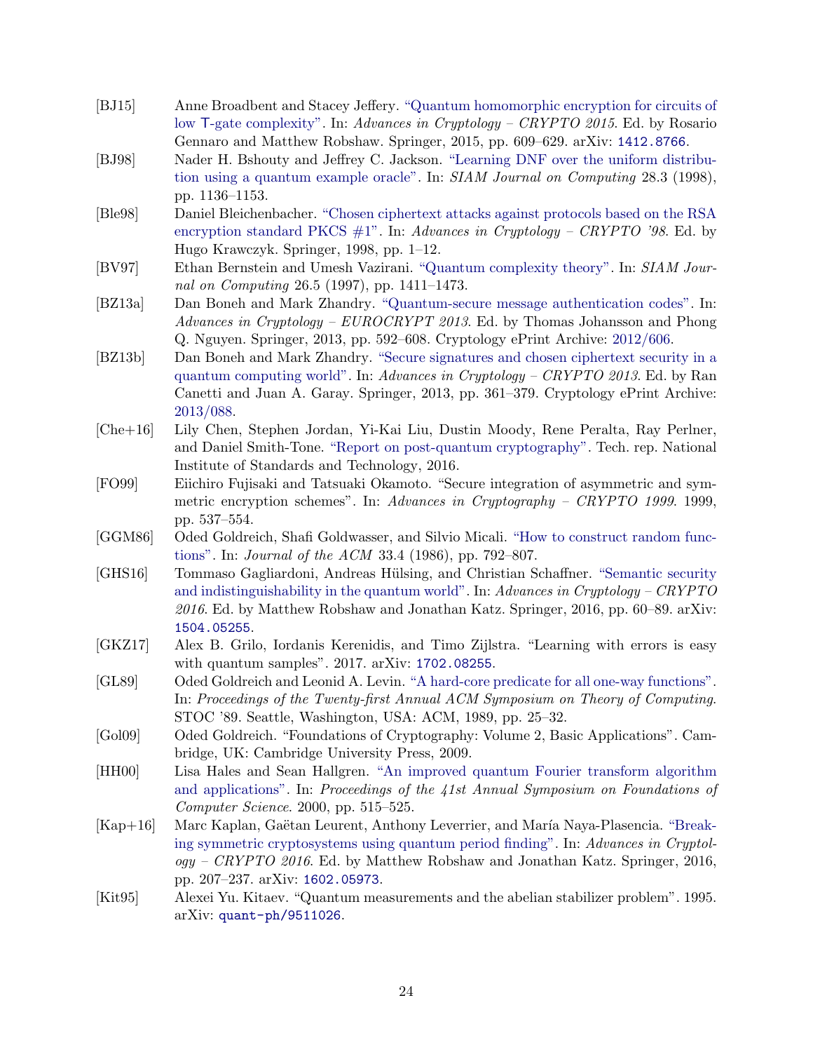- [BJ15] Anne Broadbent and Stacey Jeffery. "Quantum homomorphic encryption for circuits of low T-gate complexity". In: *Advances in Cryptology – CRYPTO 2015*. Ed. by Rosario Gennaro and Matthew Robshaw. Springer, 2015, pp. 609–629. arXiv: 1412.8766.
- [BJ98] Nader H. Bshouty and Jeffrey C. Jackson. "Learning DNF over the uniform distribution using a quantum example oracle". In: *SIAM Journal on Computing* 28.3 (1998), pp. 1136–1153.
- [Ble98] Daniel Bleichenbacher. "Chosen ciphertext attacks against protocols based on the RSA encryption standard PKCS #1". In: *Advances in Cryptology – CRYPTO '98*. Ed. by Hugo Krawczyk. Springer, 1998, pp. 1–12.
- [BV97] Ethan Bernstein and Umesh Vazirani. "Quantum complexity theory". In: *SIAM Journal on Computing* 26.5 (1997), pp. 1411–1473.
- [BZ13a] Dan Boneh and Mark Zhandry. "Quantum-secure message authentication codes". In: *Advances in Cryptology – EUROCRYPT 2013*. Ed. by Thomas Johansson and Phong Q. Nguyen. Springer, 2013, pp. 592–608. Cryptology ePrint Archive: 2012/606.
- [BZ13b] Dan Boneh and Mark Zhandry. "Secure signatures and chosen ciphertext security in a quantum computing world". In: *Advances in Cryptology – CRYPTO 2013*. Ed. by Ran Canetti and Juan A. Garay. Springer, 2013, pp. 361–379. Cryptology ePrint Archive: 2013/088.
- [Che+16] Lily Chen, Stephen Jordan, Yi-Kai Liu, Dustin Moody, Rene Peralta, Ray Perlner, and Daniel Smith-Tone. "Report on post-quantum cryptography". Tech. rep. National Institute of Standards and Technology, 2016.
- [FO99] Eiichiro Fujisaki and Tatsuaki Okamoto. "Secure integration of asymmetric and symmetric encryption schemes". In: *Advances in Cryptography – CRYPTO 1999*. 1999, pp. 537–554.
- [GGM86] Oded Goldreich, Shafi Goldwasser, and Silvio Micali. "How to construct random functions". In: *Journal of the ACM* 33.4 (1986), pp. 792–807.
- [GHS16] Tommaso Gagliardoni, Andreas Hülsing, and Christian Schaffner. "Semantic security and indistinguishability in the quantum world". In: *Advances in Cryptology – CRYPTO 2016*. Ed. by Matthew Robshaw and Jonathan Katz. Springer, 2016, pp. 60–89. arXiv: 1504.05255.
- [GKZ17] Alex B. Grilo, Iordanis Kerenidis, and Timo Zijlstra. "Learning with errors is easy with quantum samples". 2017. arXiv: 1702.08255.
- [GL89] Oded Goldreich and Leonid A. Levin. "A hard-core predicate for all one-way functions". In: *Proceedings of the Twenty-first Annual ACM Symposium on Theory of Computing*. STOC '89. Seattle, Washington, USA: ACM, 1989, pp. 25–32.
- [Gol09] Oded Goldreich. "Foundations of Cryptography: Volume 2, Basic Applications". Cambridge, UK: Cambridge University Press, 2009.
- [HH00] Lisa Hales and Sean Hallgren. "An improved quantum Fourier transform algorithm and applications". In: *Proceedings of the 41st Annual Symposium on Foundations of Computer Science*. 2000, pp. 515–525.
- [Kap+16] Marc Kaplan, Gaëtan Leurent, Anthony Leverrier, and María Naya-Plasencia. "Breaking symmetric cryptosystems using quantum period finding". In: *Advances in Cryptology – CRYPTO 2016*. Ed. by Matthew Robshaw and Jonathan Katz. Springer, 2016, pp. 207–237. arXiv: 1602.05973.
- [Kit95] Alexei Yu. Kitaev. "Quantum measurements and the abelian stabilizer problem". 1995. arXiv: quant-ph/9511026.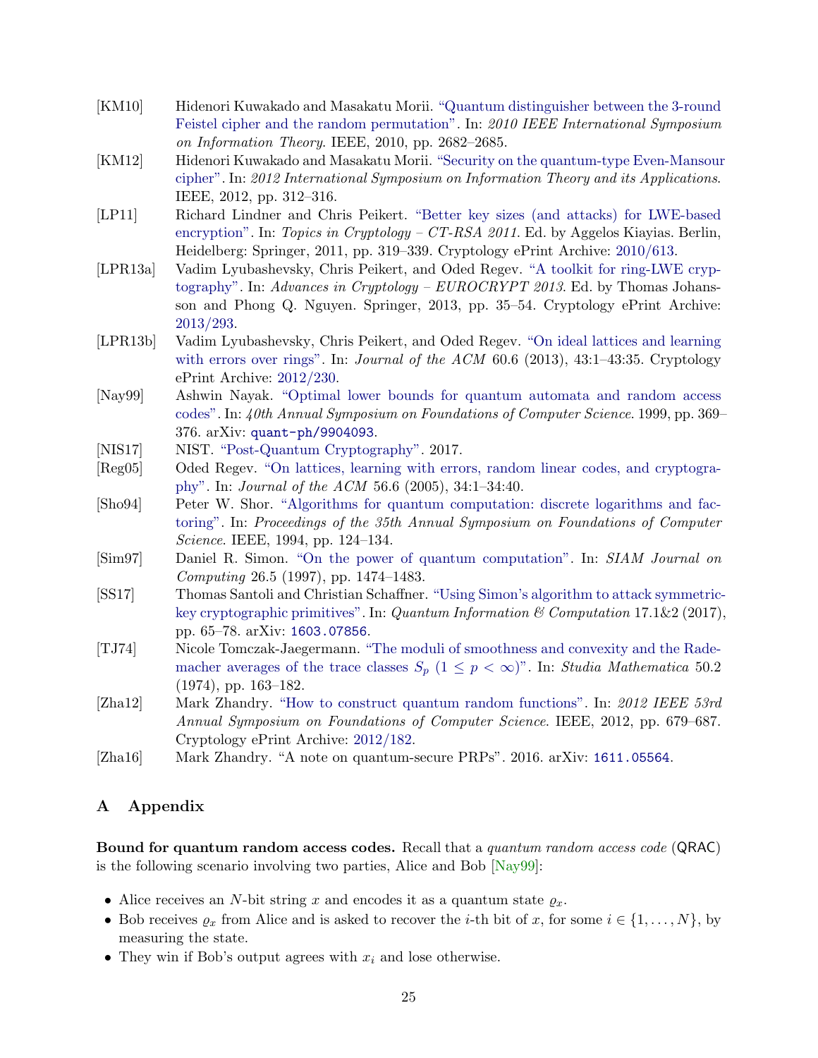[KM10] Hidenori Kuwakado and Masakatu Morii. "Quantum distinguisher between the 3-round Feistel cipher and the random permutation". In: *2010 IEEE International Symposium on Information Theory*. IEEE, 2010, pp. 2682–2685.

[KM12] Hidenori Kuwakado and Masakatu Morii. "Security on the quantum-type Even-Mansour cipher". In: *2012 International Symposium on Information Theory and its Applications*. IEEE, 2012, pp. 312–316.

[LP11] Richard Lindner and Chris Peikert. "Better key sizes (and attacks) for LWE-based encryption". In: *Topics in Cryptology – CT-RSA 2011*. Ed. by Aggelos Kiayias. Berlin, Heidelberg: Springer, 2011, pp. 319–339. Cryptology ePrint Archive: 2010/613.

[LPR13a] Vadim Lyubashevsky, Chris Peikert, and Oded Regev. "A toolkit for ring-LWE cryptography". In: *Advances in Cryptology – EUROCRYPT 2013*. Ed. by Thomas Johansson and Phong Q. Nguyen. Springer, 2013, pp. 35–54. Cryptology ePrint Archive: 2013/293.

[LPR13b] Vadim Lyubashevsky, Chris Peikert, and Oded Regev. "On ideal lattices and learning with errors over rings". In: *Journal of the ACM* 60.6 (2013), 43:1–43:35. Cryptology ePrint Archive: 2012/230.

[Nay99] Ashwin Nayak. "Optimal lower bounds for quantum automata and random access codes". In: *40th Annual Symposium on Foundations of Computer Science*. 1999, pp. 369–376. arXiv: quant-ph/9904093.

[NIS17] NIST. "Post-Quantum Cryptography". 2017.

[Reg05] Oded Regev. "On lattices, learning with errors, random linear codes, and cryptography". In: *Journal of the ACM* 56.6 (2005), 34:1–34:40.

[Sho94] Peter W. Shor. "Algorithms for quantum computation: discrete logarithms and factoring". In: *Proceedings of the 35th Annual Symposium on Foundations of Computer Science*. IEEE, 1994, pp. 124–134.

[Sim97] Daniel R. Simon. "On the power of quantum computation". In: *SIAM Journal on Computing* 26.5 (1997), pp. 1474–1483.

[SS17] Thomas Santoli and Christian Schaffner. "Using Simon's algorithm to attack symmetric-key cryptographic primitives". In: *Quantum Information & Computation* 17.1&2 (2017), pp. 65–78. arXiv: 1603.07856.

[TJ74] Nicole Tomczak-Jaegermann. "The moduli of smoothness and convexity and the Rademacher averages of the trace classes $S_p$ $(1 \leq p < \infty)$". In: *Studia Mathematica* 50.2 (1974), pp. 163–182.

[Zha12] Mark Zhandry. "How to construct quantum random functions". In: *2012 IEEE 53rd Annual Symposium on Foundations of Computer Science*. IEEE, 2012, pp. 679–687. Cryptology ePrint Archive: 2012/182.

[Zha16] Mark Zhandry. "A note on quantum-secure PRPs". 2016. arXiv: 1611.05564.

# A Appendix

**Bound for quantum random access codes.** Recall that a *quantum random access code* (QRAC) is the following scenario involving two parties, Alice and Bob [Nay99]:

- Alice receives an $N$-bit string $x$ and encodes it as a quantum state $\varrho_x$.
- Bob receives $\varrho_x$ from Alice and is asked to recover the $i$-th bit of $x$, for some $i \in \{1, \ldots, N\}$, by measuring the state.
- They win if Bob's output agrees with $x_i$ and lose otherwise.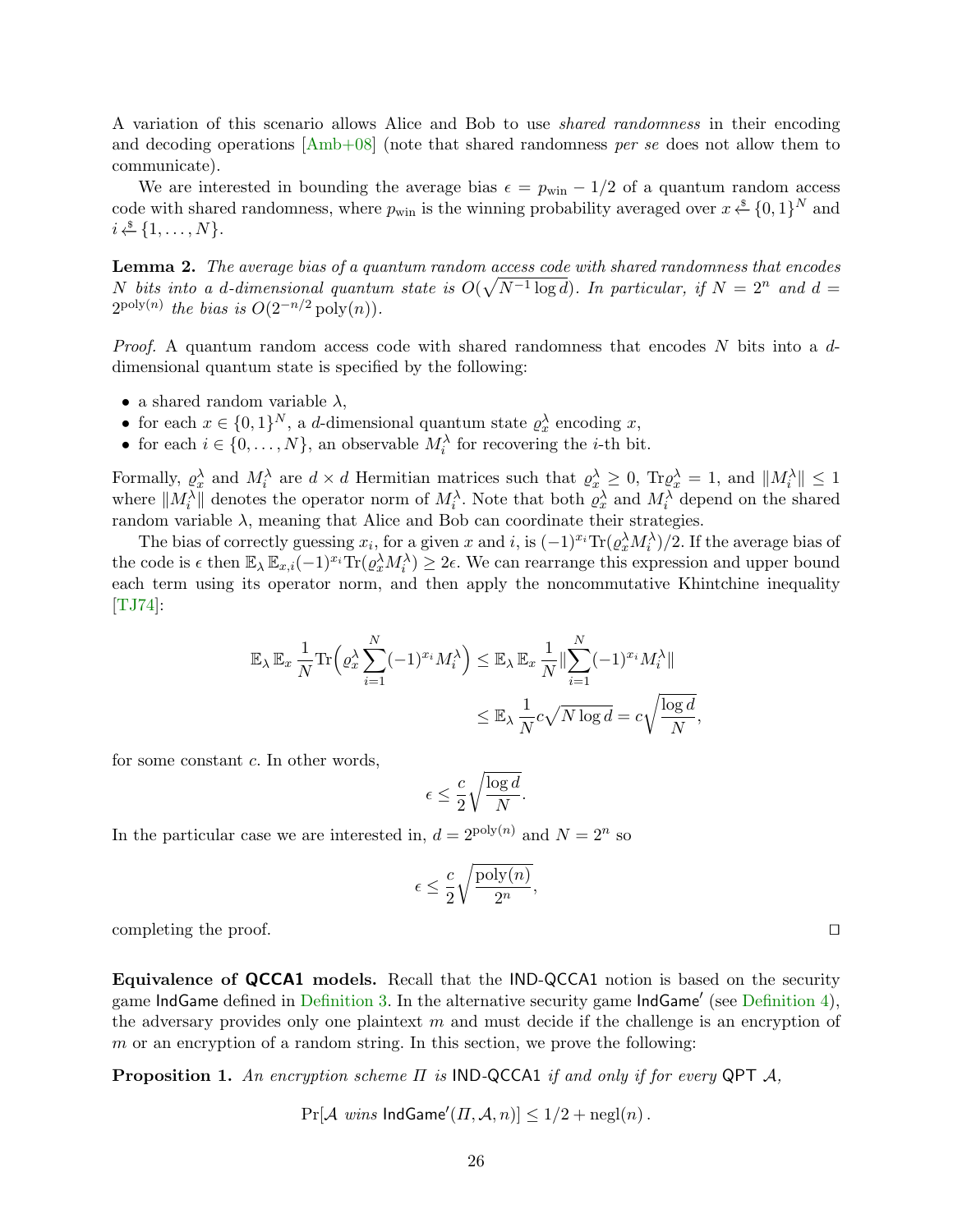A variation of this scenario allows Alice and Bob to use *shared randomness* in their encoding and decoding operations [Amb+08] (note that shared randomness *per se* does not allow them to communicate).

We are interested in bounding the average bias $\epsilon = p_{\text{win}} - 1/2$ of a quantum random access code with shared randomness, where $p_{\text{win}}$ is the winning probability averaged over $x \xleftarrow{\$} \{0,1\}^N$ and $i \xleftarrow{\$} \{1, \dots, N\}$.

**Lemma 2.** *The average bias of a quantum random access code with shared randomness that encodes $N$ bits into a $d$-dimensional quantum state is $O(\sqrt{N^{-1} \log d})$. In particular, if $N = 2^n$ and $d = 2^{\text{poly}(n)}$ the bias is $O(2^{-n/2} \text{poly}(n))$.*

*Proof.* A quantum random access code with shared randomness that encodes $N$ bits into a $d$-dimensional quantum state is specified by the following:

- a shared random variable $\lambda$,
- for each $x \in \{0,1\}^N$, a $d$-dimensional quantum state $\varrho_x^\lambda$ encoding $x$,
- for each $i \in \{0, \dots, N\}$, an observable $M_i^\lambda$ for recovering the $i$-th bit.

Formally, $\varrho_x^\lambda$ and $M_i^\lambda$ are $d \times d$ Hermitian matrices such that $\varrho_x^\lambda \geq 0$, $\text{Tr}\varrho_x^\lambda = 1$, and $\|M_i^\lambda\| \leq 1$ where $\|M_i^\lambda\|$ denotes the operator norm of $M_i^\lambda$. Note that both $\varrho_x^\lambda$ and $M_i^\lambda$ depend on the shared random variable $\lambda$, meaning that Alice and Bob can coordinate their strategies.

The bias of correctly guessing $x_i$, for a given $x$ and $i$, is $(-1)^{x_i} \text{Tr}(\varrho_x^\lambda M_i^\lambda)/2$. If the average bias of the code is $\epsilon$ then $\mathbb{E}_\lambda \mathbb{E}_{x,i} (-1)^{x_i} \text{Tr}(\varrho_x^\lambda M_i^\lambda) \geq 2\epsilon$. We can rearrange this expression and upper bound each term using its operator norm, and then apply the noncommutative Khintchine inequality [TJ74]:

$$
\begin{aligned}
\mathbb{E}_\lambda \mathbb{E}_x \frac{1}{N} \text{Tr}\Big(\varrho_x^\lambda \sum_{i=1}^N (-1)^{x_i} M_i^\lambda\Big) &\leq \mathbb{E}_\lambda \mathbb{E}_x \frac{1}{N} \Big\|\sum_{i=1}^N (-1)^{x_i} M_i^\lambda\Big\| \\
&\leq \mathbb{E}_\lambda \frac{1}{N} c\sqrt{N \log d} = c\sqrt{\frac{\log d}{N}},
\end{aligned}
$$

for some constant $c$. In other words,

$$
\epsilon \leq \frac{c}{2}\sqrt{\frac{\log d}{N}}.
$$

In the particular case we are interested in, $d = 2^{\text{poly}(n)}$ and $N = 2^n$ so

$$
\epsilon \leq \frac{c}{2}\sqrt{\frac{\text{poly}(n)}{2^n}},
$$

completing the proof. ◻

**Equivalence of QCCA1 models.** Recall that the IND-QCCA1 notion is based on the security game IndGame defined in Definition 3. In the alternative security game IndGame′ (see Definition 4), the adversary provides only one plaintext $m$ and must decide if the challenge is an encryption of $m$ or an encryption of a random string. In this section, we prove the following:

**Proposition 1.** *An encryption scheme $\Pi$ is* IND-QCCA1 *if and only if for every* QPT $\mathcal{A}$,

$$
\Pr[\mathcal{A} \textit{ wins } \mathsf{IndGame}'(\Pi, \mathcal{A}, n)] \leq 1/2 + \text{negl}(n)\,.
$$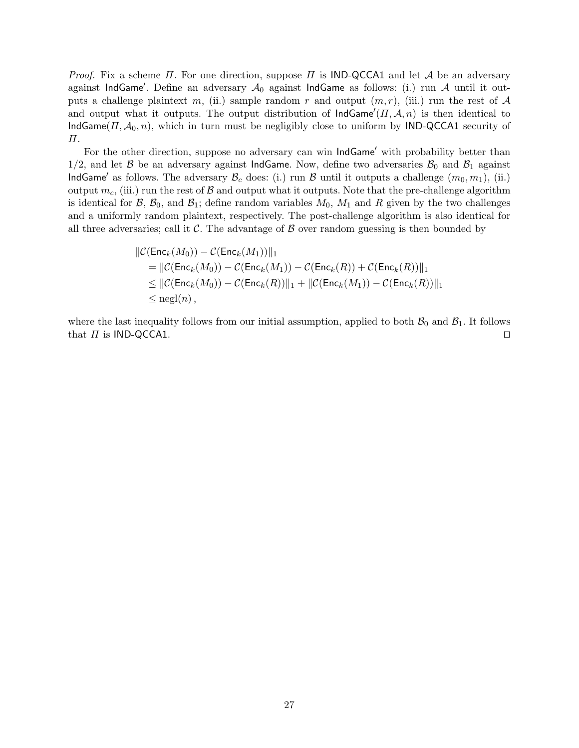*Proof.* Fix a scheme $\Pi$. For one direction, suppose $\Pi$ is IND-QCCA1 and let $\mathcal{A}$ be an adversary against $\mathsf{IndGame}'$. Define an adversary $\mathcal{A}_0$ against $\mathsf{IndGame}$ as follows: (i.) run $\mathcal{A}$ until it outputs a challenge plaintext $m$, (ii.) sample random $r$ and output $(m, r)$, (iii.) run the rest of $\mathcal{A}$ and output what it outputs. The output distribution of $\mathsf{IndGame}'(\Pi, \mathcal{A}, n)$ is then identical to $\mathsf{IndGame}(\Pi, \mathcal{A}_0, n)$, which in turn must be negligibly close to uniform by IND-QCCA1 security of $\Pi$.

For the other direction, suppose no adversary can win $\mathsf{IndGame}'$ with probability better than $1/2$, and let $\mathcal{B}$ be an adversary against $\mathsf{IndGame}$. Now, define two adversaries $\mathcal{B}_0$ and $\mathcal{B}_1$ against $\mathsf{IndGame}'$ as follows. The adversary $\mathcal{B}_c$ does: (i.) run $\mathcal{B}$ until it outputs a challenge $(m_0, m_1)$, (ii.) output $m_c$, (iii.) run the rest of $\mathcal{B}$ and output what it outputs. Note that the pre-challenge algorithm is identical for $\mathcal{B}$, $\mathcal{B}_0$, and $\mathcal{B}_1$; define random variables $M_0$, $M_1$ and $R$ given by the two challenges and a uniformly random plaintext, respectively. The post-challenge algorithm is also identical for all three adversaries; call it $\mathcal{C}$. The advantage of $\mathcal{B}$ over random guessing is then bounded by

$$
\begin{aligned}
&\|\mathcal{C}(\mathsf{Enc}_k(M_0)) - \mathcal{C}(\mathsf{Enc}_k(M_1))\|_1 \\
&\quad = \|\mathcal{C}(\mathsf{Enc}_k(M_0)) - \mathcal{C}(\mathsf{Enc}_k(M_1)) - \mathcal{C}(\mathsf{Enc}_k(R)) + \mathcal{C}(\mathsf{Enc}_k(R))\|_1 \\
&\quad \leq \|\mathcal{C}(\mathsf{Enc}_k(M_0)) - \mathcal{C}(\mathsf{Enc}_k(R))\|_1 + \|\mathcal{C}(\mathsf{Enc}_k(M_1)) - \mathcal{C}(\mathsf{Enc}_k(R))\|_1 \\
&\quad \leq \mathrm{negl}(n)\,,
\end{aligned}
$$

where the last inequality follows from our initial assumption, applied to both $\mathcal{B}_0$ and $\mathcal{B}_1$. It follows that $\Pi$ is IND-QCCA1. $\square$